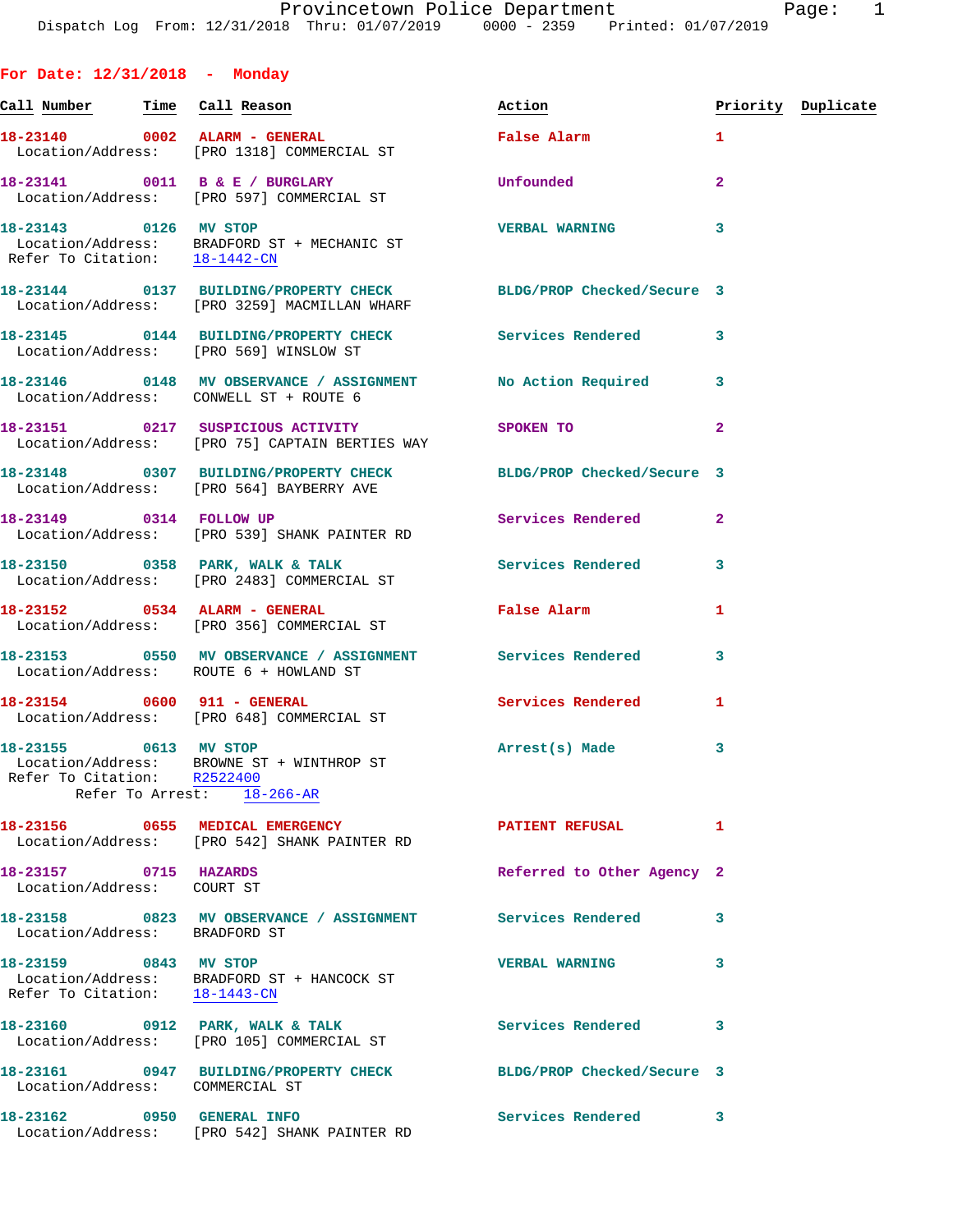Provincetown Police Department

Dispatch Log From: 12/31/2018 Thru: 01/07/2019 0000 - 2359 Printed: 01/07/2019

## For Date: 12/31/2018 - Monday

| Call Number | Time | Call Reason | Action | Priority | Duplicate |
|---|---|---|---|---|---|
| 18-23140 | 0002 | ALARM - GENERAL | False Alarm | 1 | |
| Location/Address: [PRO 1318] COMMERCIAL ST | | | | | |
| 18-23141 | 0011 | B & E / BURGLARY | Unfounded | 2 | |
| Location/Address: [PRO 597] COMMERCIAL ST | | | | | |
| 18-23143 | 0126 | MV STOP | VERBAL WARNING | 3 | |
| Location/Address: BRADFORD ST + MECHANIC ST<br>Refer To Citation: 18-1442-CN | | | | | |
| 18-23144 | 0137 | BUILDING/PROPERTY CHECK | BLDG/PROP Checked/Secure | 3 | |
| Location/Address: [PRO 3259] MACMILLAN WHARF | | | | | |
| 18-23145 | 0144 | BUILDING/PROPERTY CHECK | Services Rendered | 3 | |
| Location/Address: [PRO 569] WINSLOW ST | | | | | |
| 18-23146 | 0148 | MV OBSERVANCE / ASSIGNMENT | No Action Required | 3 | |
| Location/Address: CONWELL ST + ROUTE 6 | | | | | |
| 18-23151 | 0217 | SUSPICIOUS ACTIVITY | SPOKEN TO | 2 | |
| Location/Address: [PRO 75] CAPTAIN BERTIES WAY | | | | | |
| 18-23148 | 0307 | BUILDING/PROPERTY CHECK | BLDG/PROP Checked/Secure | 3 | |
| Location/Address: [PRO 564] BAYBERRY AVE | | | | | |
| 18-23149 | 0314 | FOLLOW UP | Services Rendered | 2 | |
| Location/Address: [PRO 539] SHANK PAINTER RD | | | | | |
| 18-23150 | 0358 | PARK, WALK & TALK | Services Rendered | 3 | |
| Location/Address: [PRO 2483] COMMERCIAL ST | | | | | |
| 18-23152 | 0534 | ALARM - GENERAL | False Alarm | 1 | |
| Location/Address: [PRO 356] COMMERCIAL ST | | | | | |
| 18-23153 | 0550 | MV OBSERVANCE / ASSIGNMENT | Services Rendered | 3 | |
| Location/Address: ROUTE 6 + HOWLAND ST | | | | | |
| 18-23154 | 0600 | 911 - GENERAL | Services Rendered | 1 | |
| Location/Address: [PRO 648] COMMERCIAL ST | | | | | |
| 18-23155 | 0613 | MV STOP | Arrest(s) Made | 3 | |
| Location/Address: BROWNE ST + WINTHROP ST<br>Refer To Citation: R2522400<br>Refer To Arrest: 18-266-AR | | | | | |
| 18-23156 | 0655 | MEDICAL EMERGENCY | PATIENT REFUSAL | 1 | |
| Location/Address: [PRO 542] SHANK PAINTER RD | | | | | |
| 18-23157 | 0715 | HAZARDS | Referred to Other Agency | 2 | |
| Location/Address: COURT ST | | | | | |
| 18-23158 | 0823 | MV OBSERVANCE / ASSIGNMENT | Services Rendered | 3 | |
| Location/Address: BRADFORD ST | | | | | |
| 18-23159 | 0843 | MV STOP | VERBAL WARNING | 3 | |
| Location/Address: BRADFORD ST + HANCOCK ST<br>Refer To Citation: 18-1443-CN | | | | | |
| 18-23160 | 0912 | PARK, WALK & TALK | Services Rendered | 3 | |
| Location/Address: [PRO 105] COMMERCIAL ST | | | | | |
| 18-23161 | 0947 | BUILDING/PROPERTY CHECK | BLDG/PROP Checked/Secure | 3 | |
| Location/Address: COMMERCIAL ST | | | | | |
| 18-23162 | 0950 | GENERAL INFO | Services Rendered | 3 | |
| Location/Address: [PRO 542] SHANK PAINTER RD | | | | | |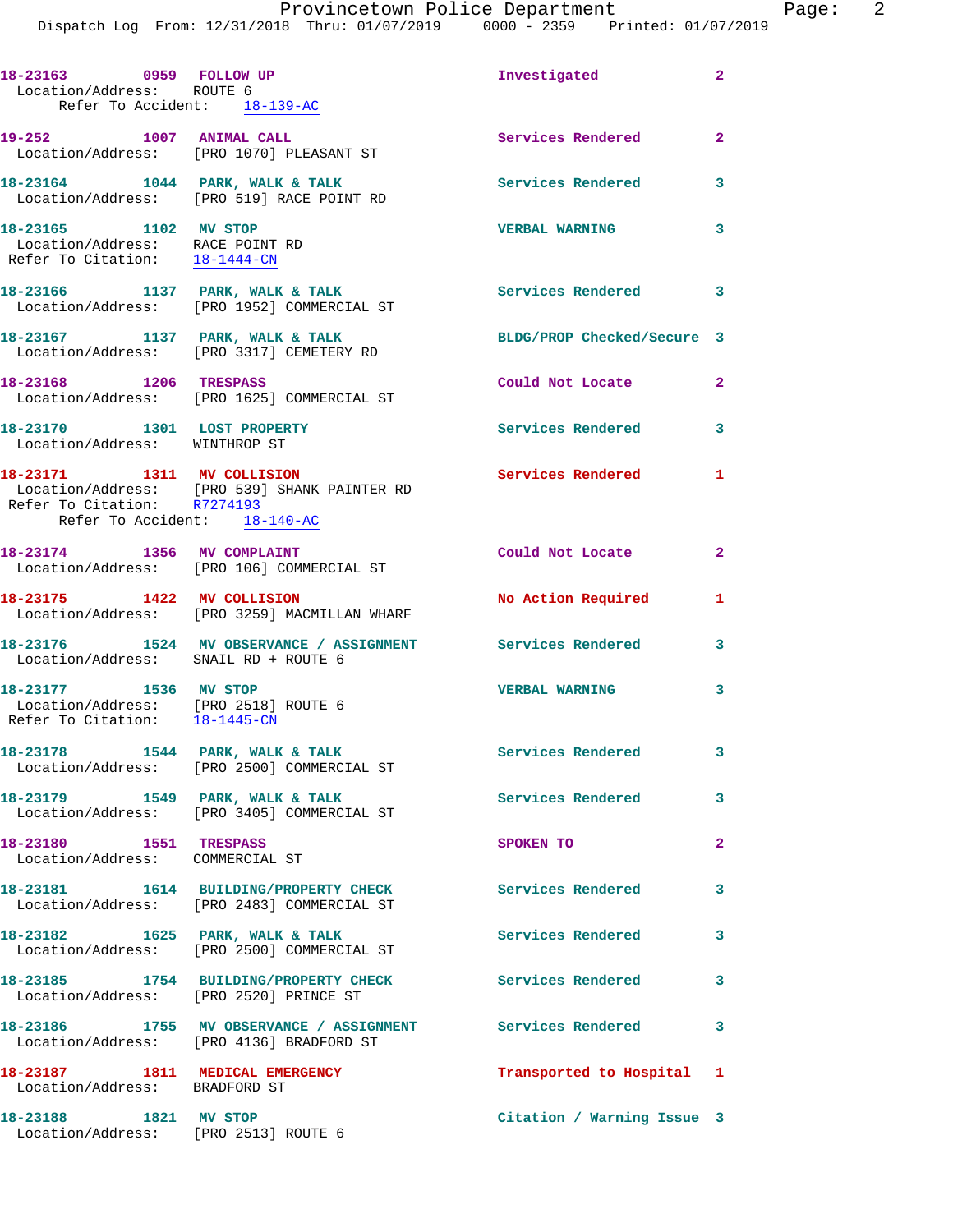18-23163 0959 FOLLOW UP Investigated 2
Location/Address: ROUTE 6
Refer To Accident: 18-139-AC

19-252 1007 ANIMAL CALL Services Rendered 2
Location/Address: [PRO 1070] PLEASANT ST

18-23164 1044 PARK, WALK & TALK Services Rendered 3
Location/Address: [PRO 519] RACE POINT RD

18-23165 1102 MV STOP VERBAL WARNING 3
Location/Address: RACE POINT RD
Refer To Citation: 18-1444-CN

18-23166 1137 PARK, WALK & TALK Services Rendered 3
Location/Address: [PRO 1952] COMMERCIAL ST

18-23167 1137 PARK, WALK & TALK BLDG/PROP Checked/Secure 3
Location/Address: [PRO 3317] CEMETERY RD

18-23168 1206 TRESPASS Could Not Locate 2
Location/Address: [PRO 1625] COMMERCIAL ST

18-23170 1301 LOST PROPERTY Services Rendered 3
Location/Address: WINTHROP ST

18-23171 1311 MV COLLISION Services Rendered 1
Location/Address: [PRO 539] SHANK PAINTER RD
Refer To Citation: R7274193
Refer To Accident: 18-140-AC

18-23174 1356 MV COMPLAINT Could Not Locate 2
Location/Address: [PRO 106] COMMERCIAL ST

18-23175 1422 MV COLLISION No Action Required 1
Location/Address: [PRO 3259] MACMILLAN WHARF

18-23176 1524 MV OBSERVANCE / ASSIGNMENT Services Rendered 3
Location/Address: SNAIL RD + ROUTE 6

18-23177 1536 MV STOP VERBAL WARNING 3
Location/Address: [PRO 2518] ROUTE 6
Refer To Citation: 18-1445-CN

18-23178 1544 PARK, WALK & TALK Services Rendered 3
Location/Address: [PRO 2500] COMMERCIAL ST

18-23179 1549 PARK, WALK & TALK Services Rendered 3
Location/Address: [PRO 3405] COMMERCIAL ST

18-23180 1551 TRESPASS SPOKEN TO 2
Location/Address: COMMERCIAL ST

18-23181 1614 BUILDING/PROPERTY CHECK Services Rendered 3
Location/Address: [PRO 2483] COMMERCIAL ST

18-23182 1625 PARK, WALK & TALK Services Rendered 3
Location/Address: [PRO 2500] COMMERCIAL ST

18-23185 1754 BUILDING/PROPERTY CHECK Services Rendered 3
Location/Address: [PRO 2520] PRINCE ST

18-23186 1755 MV OBSERVANCE / ASSIGNMENT Services Rendered 3
Location/Address: [PRO 4136] BRADFORD ST

18-23187 1811 MEDICAL EMERGENCY Transported to Hospital 1
Location/Address: BRADFORD ST

18-23188 1821 MV STOP Citation / Warning Issue 3
Location/Address: [PRO 2513] ROUTE 6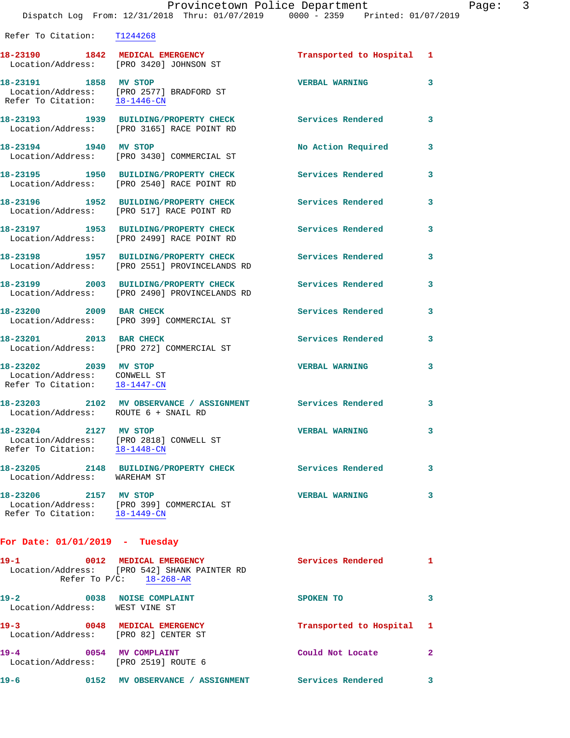Refer To Citation: T1244268

**18-23190** 1842 **MEDICAL EMERGENCY** Transported to Hospital 1
Location/Address: [PRO 3420] JOHNSON ST

**18-23191** 1858 **MV STOP** VERBAL WARNING 3
Location/Address: [PRO 2577] BRADFORD ST
Refer To Citation: 18-1446-CN

**18-23193** 1939 **BUILDING/PROPERTY CHECK** Services Rendered 3
Location/Address: [PRO 3165] RACE POINT RD

**18-23194** 1940 **MV STOP** No Action Required 3
Location/Address: [PRO 3430] COMMERCIAL ST

**18-23195** 1950 **BUILDING/PROPERTY CHECK** Services Rendered 3
Location/Address: [PRO 2540] RACE POINT RD

**18-23196** 1952 **BUILDING/PROPERTY CHECK** Services Rendered 3
Location/Address: [PRO 517] RACE POINT RD

**18-23197** 1953 **BUILDING/PROPERTY CHECK** Services Rendered 3
Location/Address: [PRO 2499] RACE POINT RD

**18-23198** 1957 **BUILDING/PROPERTY CHECK** Services Rendered 3
Location/Address: [PRO 2551] PROVINCELANDS RD

**18-23199** 2003 **BUILDING/PROPERTY CHECK** Services Rendered 3
Location/Address: [PRO 2490] PROVINCELANDS RD

**18-23200** 2009 **BAR CHECK** Services Rendered 3
Location/Address: [PRO 399] COMMERCIAL ST

**18-23201** 2013 **BAR CHECK** Services Rendered 3
Location/Address: [PRO 272] COMMERCIAL ST

**18-23202** 2039 **MV STOP** VERBAL WARNING 3
Location/Address: CONWELL ST
Refer To Citation: 18-1447-CN

**18-23203** 2102 **MV OBSERVANCE / ASSIGNMENT** Services Rendered 3
Location/Address: ROUTE 6 + SNAIL RD

**18-23204** 2127 **MV STOP** VERBAL WARNING 3
Location/Address: [PRO 2818] CONWELL ST
Refer To Citation: 18-1448-CN

**18-23205** 2148 **BUILDING/PROPERTY CHECK** Services Rendered 3
Location/Address: WAREHAM ST

**18-23206** 2157 **MV STOP** VERBAL WARNING 3
Location/Address: [PRO 399] COMMERCIAL ST
Refer To Citation: 18-1449-CN

## For Date: 01/01/2019 - Tuesday

**19-1** 0012 **MEDICAL EMERGENCY** Services Rendered 1
Location/Address: [PRO 542] SHANK PAINTER RD
Refer To P/C: 18-268-AR

**19-2** 0038 **NOISE COMPLAINT** SPOKEN TO 3
Location/Address: WEST VINE ST

**19-3** 0048 **MEDICAL EMERGENCY** Transported to Hospital 1
Location/Address: [PRO 82] CENTER ST

**19-4** 0054 **MV COMPLAINT** Could Not Locate 2
Location/Address: [PRO 2519] ROUTE 6

**19-6** 0152 **MV OBSERVANCE / ASSIGNMENT** Services Rendered 3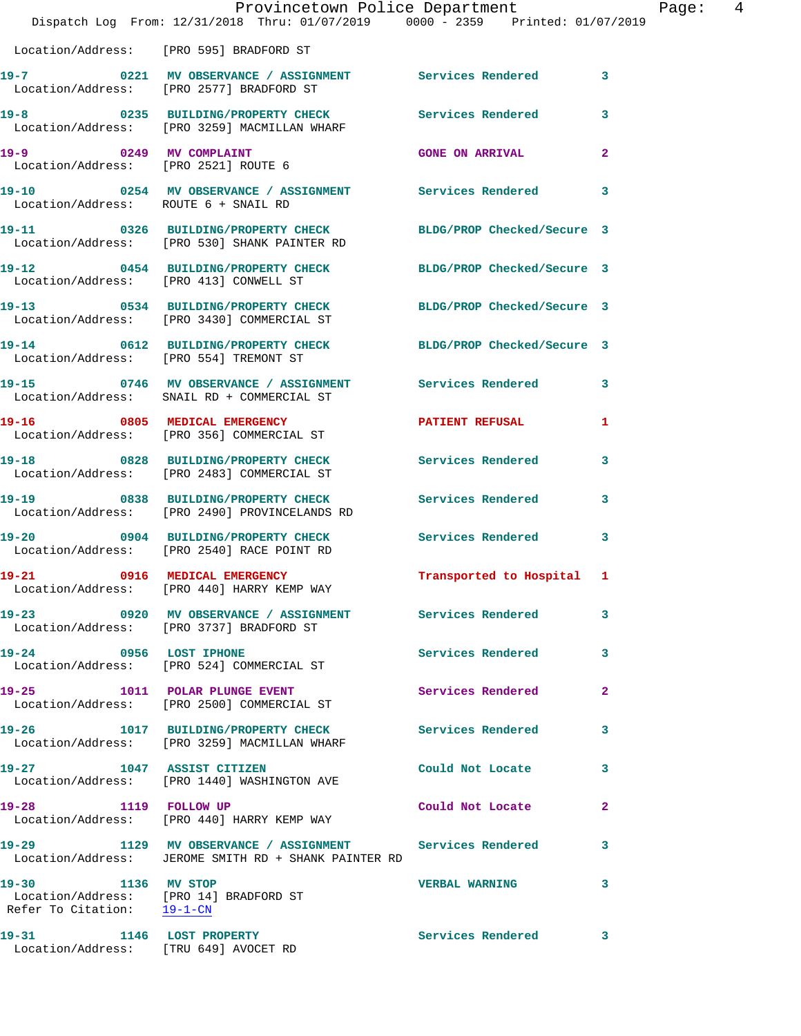Location/Address: [PRO 595] BRADFORD ST

| Call # | Time | Call Reason | Action | Priority |
|---|---|---|---|---|
| 19-7 | 0221 | MV OBSERVANCE / ASSIGNMENT | Services Rendered | 3 |

Location/Address: [PRO 2577] BRADFORD ST

**19-8** 0235 **BUILDING/PROPERTY CHECK** Services Rendered 3
Location/Address: [PRO 3259] MACMILLAN WHARF

**19-9** 0249 **MV COMPLAINT** GONE ON ARRIVAL 2
Location/Address: [PRO 2521] ROUTE 6

**19-10** 0254 **MV OBSERVANCE / ASSIGNMENT** Services Rendered 3
Location/Address: ROUTE 6 + SNAIL RD

**19-11** 0326 **BUILDING/PROPERTY CHECK** BLDG/PROP Checked/Secure 3
Location/Address: [PRO 530] SHANK PAINTER RD

**19-12** 0454 **BUILDING/PROPERTY CHECK** BLDG/PROP Checked/Secure 3
Location/Address: [PRO 413] CONWELL ST

**19-13** 0534 **BUILDING/PROPERTY CHECK** BLDG/PROP Checked/Secure 3
Location/Address: [PRO 3430] COMMERCIAL ST

**19-14** 0612 **BUILDING/PROPERTY CHECK** BLDG/PROP Checked/Secure 3
Location/Address: [PRO 554] TREMONT ST

**19-15** 0746 **MV OBSERVANCE / ASSIGNMENT** Services Rendered 3
Location/Address: SNAIL RD + COMMERCIAL ST

**19-16** 0805 **MEDICAL EMERGENCY** PATIENT REFUSAL 1
Location/Address: [PRO 356] COMMERCIAL ST

**19-18** 0828 **BUILDING/PROPERTY CHECK** Services Rendered 3
Location/Address: [PRO 2483] COMMERCIAL ST

**19-19** 0838 **BUILDING/PROPERTY CHECK** Services Rendered 3
Location/Address: [PRO 2490] PROVINCELANDS RD

**19-20** 0904 **BUILDING/PROPERTY CHECK** Services Rendered 3
Location/Address: [PRO 2540] RACE POINT RD

**19-21** 0916 **MEDICAL EMERGENCY** Transported to Hospital 1
Location/Address: [PRO 440] HARRY KEMP WAY

**19-23** 0920 **MV OBSERVANCE / ASSIGNMENT** Services Rendered 3
Location/Address: [PRO 3737] BRADFORD ST

**19-24** 0956 **LOST IPHONE** Services Rendered 3
Location/Address: [PRO 524] COMMERCIAL ST

**19-25** 1011 **POLAR PLUNGE EVENT** Services Rendered 2
Location/Address: [PRO 2500] COMMERCIAL ST

**19-26** 1017 **BUILDING/PROPERTY CHECK** Services Rendered 3
Location/Address: [PRO 3259] MACMILLAN WHARF

**19-27** 1047 **ASSIST CITIZEN** Could Not Locate 3
Location/Address: [PRO 1440] WASHINGTON AVE

**19-28** 1119 **FOLLOW UP** Could Not Locate 2
Location/Address: [PRO 440] HARRY KEMP WAY

**19-29** 1129 **MV OBSERVANCE / ASSIGNMENT** Services Rendered 3
Location/Address: JEROME SMITH RD + SHANK PAINTER RD

**19-30** 1136 **MV STOP** VERBAL WARNING 3
Location/Address: [PRO 14] BRADFORD ST
Refer To Citation: 19-1-CN

**19-31** 1146 **LOST PROPERTY** Services Rendered 3
Location/Address: [TRU 649] AVOCET RD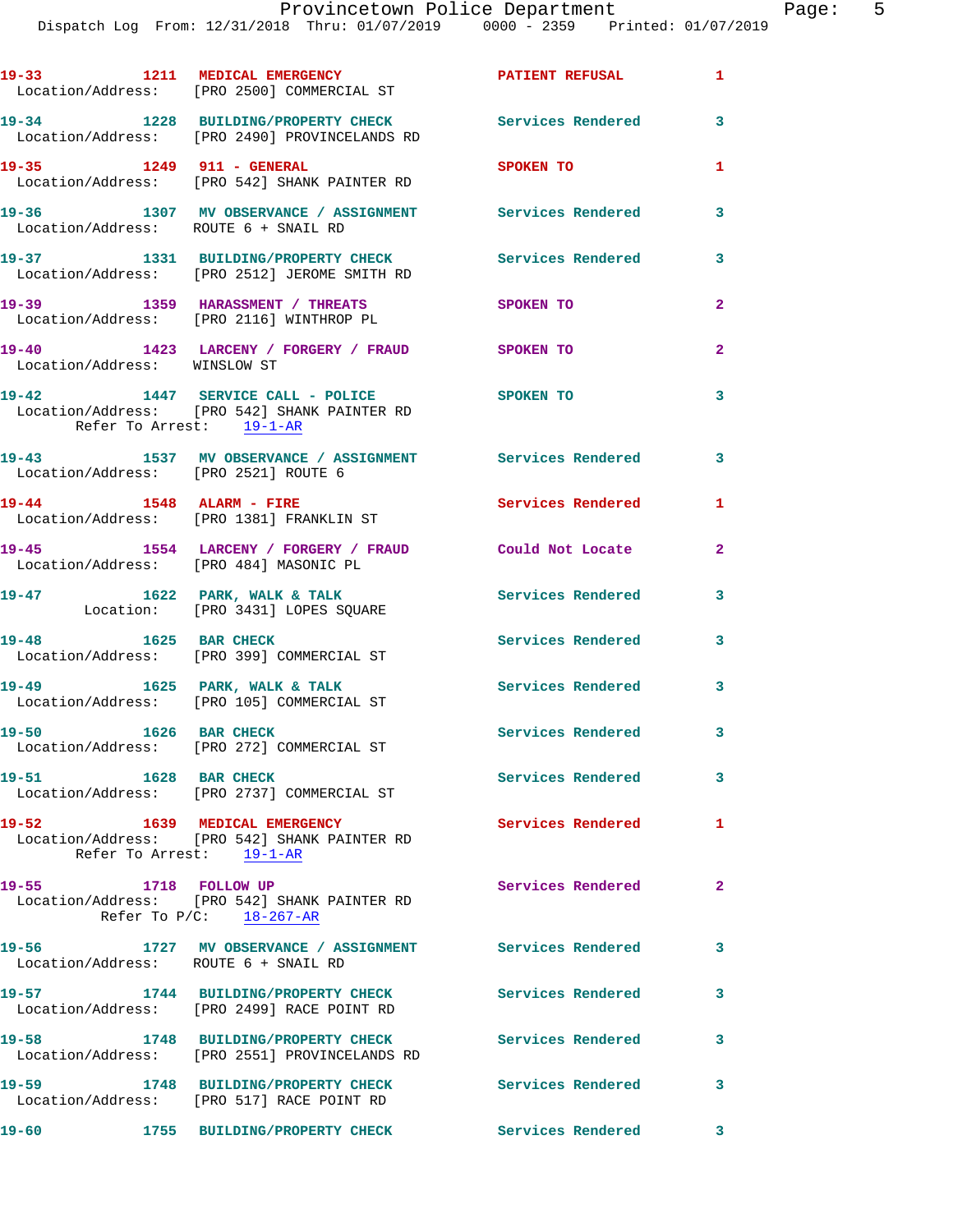19-33 1211 MEDICAL EMERGENCY PATIENT REFUSAL 1
Location/Address: [PRO 2500] COMMERCIAL ST

19-34 1228 BUILDING/PROPERTY CHECK Services Rendered 3
Location/Address: [PRO 2490] PROVINCELANDS RD

19-35 1249 911 - GENERAL SPOKEN TO 1
Location/Address: [PRO 542] SHANK PAINTER RD

19-36 1307 MV OBSERVANCE / ASSIGNMENT Services Rendered 3
Location/Address: ROUTE 6 + SNAIL RD

19-37 1331 BUILDING/PROPERTY CHECK Services Rendered 3
Location/Address: [PRO 2512] JEROME SMITH RD

19-39 1359 HARASSMENT / THREATS SPOKEN TO 2
Location/Address: [PRO 2116] WINTHROP PL

19-40 1423 LARCENY / FORGERY / FRAUD SPOKEN TO 2
Location/Address: WINSLOW ST

19-42 1447 SERVICE CALL - POLICE SPOKEN TO 3
Location/Address: [PRO 542] SHANK PAINTER RD
Refer To Arrest: 19-1-AR

19-43 1537 MV OBSERVANCE / ASSIGNMENT Services Rendered 3
Location/Address: [PRO 2521] ROUTE 6

19-44 1548 ALARM - FIRE Services Rendered 1
Location/Address: [PRO 1381] FRANKLIN ST

19-45 1554 LARCENY / FORGERY / FRAUD Could Not Locate 2
Location/Address: [PRO 484] MASONIC PL

19-47 1622 PARK, WALK & TALK Services Rendered 3
Location: [PRO 3431] LOPES SQUARE

19-48 1625 BAR CHECK Services Rendered 3
Location/Address: [PRO 399] COMMERCIAL ST

19-49 1625 PARK, WALK & TALK Services Rendered 3
Location/Address: [PRO 105] COMMERCIAL ST

19-50 1626 BAR CHECK Services Rendered 3
Location/Address: [PRO 272] COMMERCIAL ST

19-51 1628 BAR CHECK Services Rendered 3
Location/Address: [PRO 2737] COMMERCIAL ST

19-52 1639 MEDICAL EMERGENCY Services Rendered 1
Location/Address: [PRO 542] SHANK PAINTER RD
Refer To Arrest: 19-1-AR

19-55 1718 FOLLOW UP Services Rendered 2
Location/Address: [PRO 542] SHANK PAINTER RD
Refer To P/C: 18-267-AR

19-56 1727 MV OBSERVANCE / ASSIGNMENT Services Rendered 3
Location/Address: ROUTE 6 + SNAIL RD

19-57 1744 BUILDING/PROPERTY CHECK Services Rendered 3
Location/Address: [PRO 2499] RACE POINT RD

19-58 1748 BUILDING/PROPERTY CHECK Services Rendered 3
Location/Address: [PRO 2551] PROVINCELANDS RD

19-59 1748 BUILDING/PROPERTY CHECK Services Rendered 3
Location/Address: [PRO 517] RACE POINT RD

19-60 1755 BUILDING/PROPERTY CHECK Services Rendered 3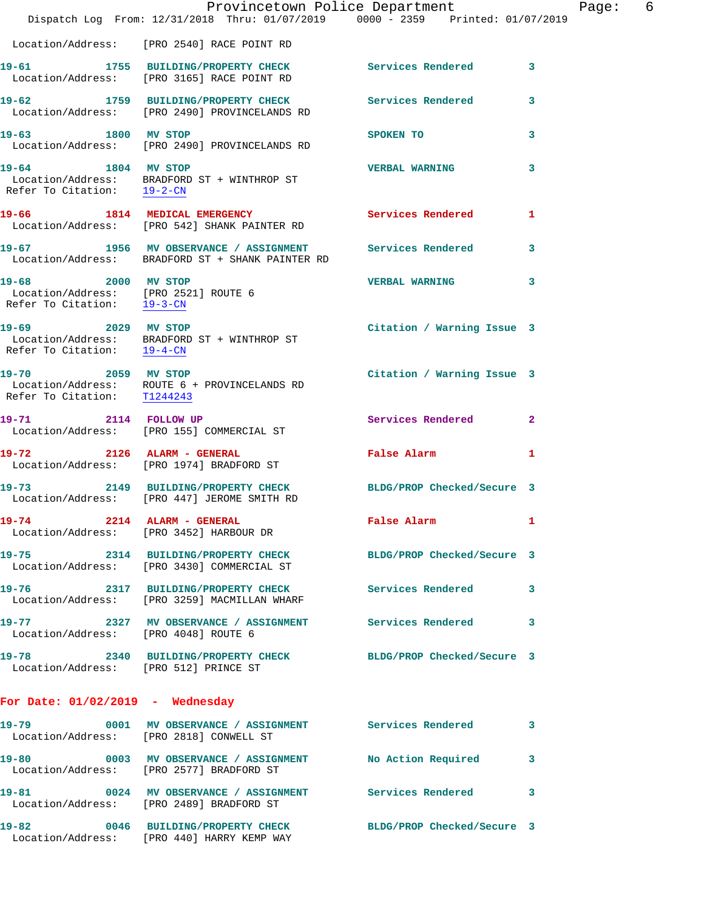Location/Address: [PRO 2540] RACE POINT RD

**19-61** 1755 **BUILDING/PROPERTY CHECK** Services Rendered 3
Location/Address: [PRO 3165] RACE POINT RD

**19-62** 1759 **BUILDING/PROPERTY CHECK** Services Rendered 3
Location/Address: [PRO 2490] PROVINCELANDS RD

**19-63** 1800 **MV STOP** SPOKEN TO 3
Location/Address: [PRO 2490] PROVINCELANDS RD

**19-64** 1804 **MV STOP** VERBAL WARNING 3
Location/Address: BRADFORD ST + WINTHROP ST
Refer To Citation: 19-2-CN

**19-66** 1814 **MEDICAL EMERGENCY** Services Rendered 1
Location/Address: [PRO 542] SHANK PAINTER RD

**19-67** 1956 **MV OBSERVANCE / ASSIGNMENT** Services Rendered 3
Location/Address: BRADFORD ST + SHANK PAINTER RD

**19-68** 2000 **MV STOP** VERBAL WARNING 3
Location/Address: [PRO 2521] ROUTE 6
Refer To Citation: 19-3-CN

**19-69** 2029 **MV STOP** Citation / Warning Issue 3
Location/Address: BRADFORD ST + WINTHROP ST
Refer To Citation: 19-4-CN

**19-70** 2059 **MV STOP** Citation / Warning Issue 3
Location/Address: ROUTE 6 + PROVINCELANDS RD
Refer To Citation: T1244243

**19-71** 2114 **FOLLOW UP** Services Rendered 2
Location/Address: [PRO 155] COMMERCIAL ST

**19-72** 2126 **ALARM - GENERAL** False Alarm 1
Location/Address: [PRO 1974] BRADFORD ST

**19-73** 2149 **BUILDING/PROPERTY CHECK** BLDG/PROP Checked/Secure 3
Location/Address: [PRO 447] JEROME SMITH RD

**19-74** 2214 **ALARM - GENERAL** False Alarm 1
Location/Address: [PRO 3452] HARBOUR DR

**19-75** 2314 **BUILDING/PROPERTY CHECK** BLDG/PROP Checked/Secure 3
Location/Address: [PRO 3430] COMMERCIAL ST

**19-76** 2317 **BUILDING/PROPERTY CHECK** Services Rendered 3
Location/Address: [PRO 3259] MACMILLAN WHARF

**19-77** 2327 **MV OBSERVANCE / ASSIGNMENT** Services Rendered 3
Location/Address: [PRO 4048] ROUTE 6

**19-78** 2340 **BUILDING/PROPERTY CHECK** BLDG/PROP Checked/Secure 3
Location/Address: [PRO 512] PRINCE ST

## For Date: 01/02/2019 - Wednesday

**19-79** 0001 **MV OBSERVANCE / ASSIGNMENT** Services Rendered 3
Location/Address: [PRO 2818] CONWELL ST

**19-80** 0003 **MV OBSERVANCE / ASSIGNMENT** No Action Required 3
Location/Address: [PRO 2577] BRADFORD ST

**19-81** 0024 **MV OBSERVANCE / ASSIGNMENT** Services Rendered 3
Location/Address: [PRO 2489] BRADFORD ST

**19-82** 0046 **BUILDING/PROPERTY CHECK** BLDG/PROP Checked/Secure 3
Location/Address: [PRO 440] HARRY KEMP WAY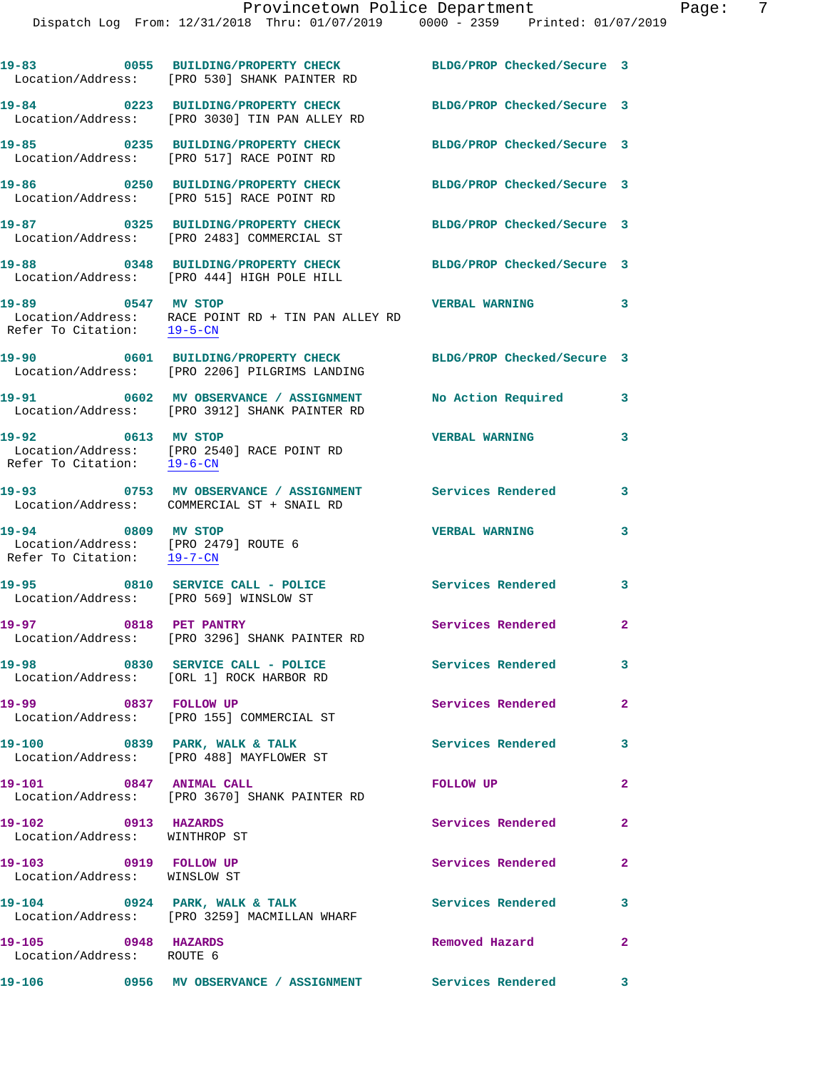19-83 0055 BUILDING/PROPERTY CHECK BLDG/PROP Checked/Secure 3
Location/Address: [PRO 530] SHANK PAINTER RD

19-84 0223 BUILDING/PROPERTY CHECK BLDG/PROP Checked/Secure 3
Location/Address: [PRO 3030] TIN PAN ALLEY RD

19-85 0235 BUILDING/PROPERTY CHECK BLDG/PROP Checked/Secure 3
Location/Address: [PRO 517] RACE POINT RD

19-86 0250 BUILDING/PROPERTY CHECK BLDG/PROP Checked/Secure 3
Location/Address: [PRO 515] RACE POINT RD

19-87 0325 BUILDING/PROPERTY CHECK BLDG/PROP Checked/Secure 3
Location/Address: [PRO 2483] COMMERCIAL ST

19-88 0348 BUILDING/PROPERTY CHECK BLDG/PROP Checked/Secure 3
Location/Address: [PRO 444] HIGH POLE HILL

19-89 0547 MV STOP VERBAL WARNING 3
Location/Address: RACE POINT RD + TIN PAN ALLEY RD
Refer To Citation: 19-5-CN

19-90 0601 BUILDING/PROPERTY CHECK BLDG/PROP Checked/Secure 3
Location/Address: [PRO 2206] PILGRIMS LANDING

19-91 0602 MV OBSERVANCE / ASSIGNMENT No Action Required 3
Location/Address: [PRO 3912] SHANK PAINTER RD

19-92 0613 MV STOP VERBAL WARNING 3
Location/Address: [PRO 2540] RACE POINT RD
Refer To Citation: 19-6-CN

19-93 0753 MV OBSERVANCE / ASSIGNMENT Services Rendered 3
Location/Address: COMMERCIAL ST + SNAIL RD

19-94 0809 MV STOP VERBAL WARNING 3
Location/Address: [PRO 2479] ROUTE 6
Refer To Citation: 19-7-CN

19-95 0810 SERVICE CALL - POLICE Services Rendered 3
Location/Address: [PRO 569] WINSLOW ST

19-97 0818 PET PANTRY Services Rendered 2
Location/Address: [PRO 3296] SHANK PAINTER RD

19-98 0830 SERVICE CALL - POLICE Services Rendered 3
Location/Address: [ORL 1] ROCK HARBOR RD

19-99 0837 FOLLOW UP Services Rendered 2
Location/Address: [PRO 155] COMMERCIAL ST

19-100 0839 PARK, WALK & TALK Services Rendered 3
Location/Address: [PRO 488] MAYFLOWER ST

19-101 0847 ANIMAL CALL FOLLOW UP 2
Location/Address: [PRO 3670] SHANK PAINTER RD

19-102 0913 HAZARDS Services Rendered 2
Location/Address: WINTHROP ST

19-103 0919 FOLLOW UP Services Rendered 2
Location/Address: WINSLOW ST

19-104 0924 PARK, WALK & TALK Services Rendered 3
Location/Address: [PRO 3259] MACMILLAN WHARF

19-105 0948 HAZARDS Removed Hazard 2
Location/Address: ROUTE 6

19-106 0956 MV OBSERVANCE / ASSIGNMENT Services Rendered 3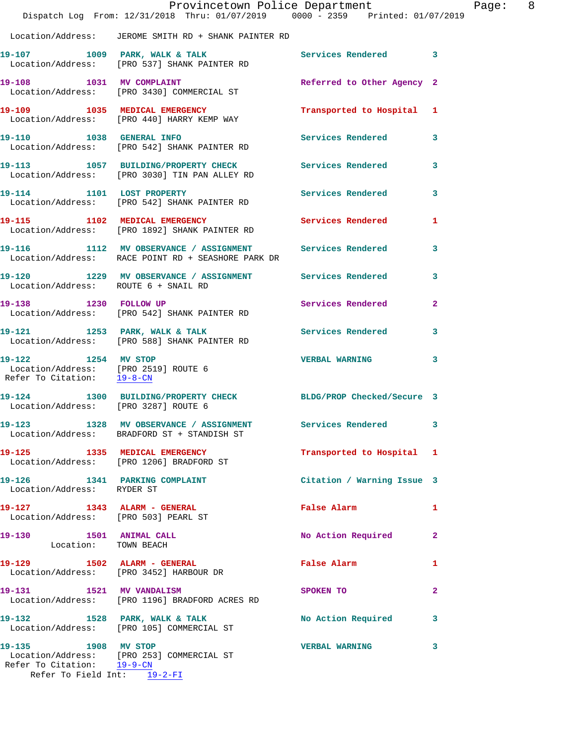Location/Address: JEROME SMITH RD + SHANK PAINTER RD

**19-107** 1009 **PARK, WALK & TALK** Services Rendered 3
Location/Address: [PRO 537] SHANK PAINTER RD

**19-108** 1031 **MV COMPLAINT** Referred to Other Agency 2
Location/Address: [PRO 3430] COMMERCIAL ST

**19-109** 1035 **MEDICAL EMERGENCY** Transported to Hospital 1
Location/Address: [PRO 440] HARRY KEMP WAY

**19-110** 1038 **GENERAL INFO** Services Rendered 3
Location/Address: [PRO 542] SHANK PAINTER RD

**19-113** 1057 **BUILDING/PROPERTY CHECK** Services Rendered 3
Location/Address: [PRO 3030] TIN PAN ALLEY RD

**19-114** 1101 **LOST PROPERTY** Services Rendered 3
Location/Address: [PRO 542] SHANK PAINTER RD

**19-115** 1102 **MEDICAL EMERGENCY** Services Rendered 1
Location/Address: [PRO 1892] SHANK PAINTER RD

**19-116** 1112 **MV OBSERVANCE / ASSIGNMENT** Services Rendered 3
Location/Address: RACE POINT RD + SEASHORE PARK DR

**19-120** 1229 **MV OBSERVANCE / ASSIGNMENT** Services Rendered 3
Location/Address: ROUTE 6 + SNAIL RD

**19-138** 1230 **FOLLOW UP** Services Rendered 2
Location/Address: [PRO 542] SHANK PAINTER RD

**19-121** 1253 **PARK, WALK & TALK** Services Rendered 3
Location/Address: [PRO 588] SHANK PAINTER RD

**19-122** 1254 **MV STOP** VERBAL WARNING 3
Location/Address: [PRO 2519] ROUTE 6
Refer To Citation: 19-8-CN

**19-124** 1300 **BUILDING/PROPERTY CHECK** BLDG/PROP Checked/Secure 3
Location/Address: [PRO 3287] ROUTE 6

**19-123** 1328 **MV OBSERVANCE / ASSIGNMENT** Services Rendered 3
Location/Address: BRADFORD ST + STANDISH ST

**19-125** 1335 **MEDICAL EMERGENCY** Transported to Hospital 1
Location/Address: [PRO 1206] BRADFORD ST

**19-126** 1341 **PARKING COMPLAINT** Citation / Warning Issue 3
Location/Address: RYDER ST

**19-127** 1343 **ALARM - GENERAL** False Alarm 1
Location/Address: [PRO 503] PEARL ST

**19-130** 1501 **ANIMAL CALL** No Action Required 2
Location: TOWN BEACH

**19-129** 1502 **ALARM - GENERAL** False Alarm 1
Location/Address: [PRO 3452] HARBOUR DR

**19-131** 1521 **MV VANDALISM** SPOKEN TO 2
Location/Address: [PRO 1196] BRADFORD ACRES RD

**19-132** 1528 **PARK, WALK & TALK** No Action Required 3
Location/Address: [PRO 105] COMMERCIAL ST

**19-135** 1908 **MV STOP** VERBAL WARNING 3
Location/Address: [PRO 253] COMMERCIAL ST
Refer To Citation: 19-9-CN
Refer To Field Int: 19-2-FI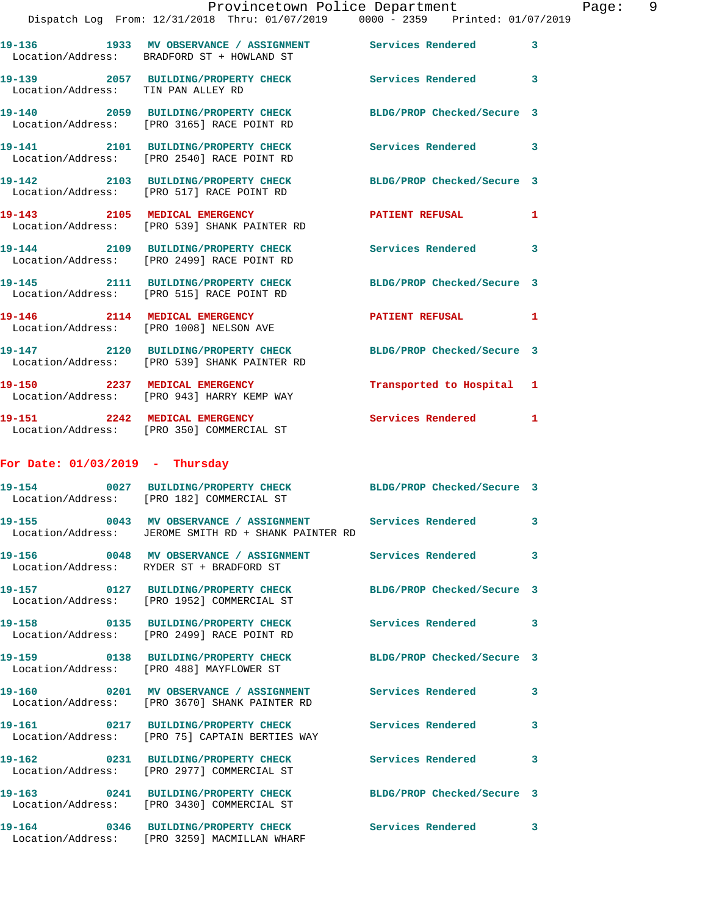19-136 1933 **MV OBSERVANCE / ASSIGNMENT** Services Rendered 3
Location/Address: BRADFORD ST + HOWLAND ST

19-139 2057 **BUILDING/PROPERTY CHECK** Services Rendered 3
Location/Address: TIN PAN ALLEY RD

19-140 2059 **BUILDING/PROPERTY CHECK** BLDG/PROP Checked/Secure 3
Location/Address: [PRO 3165] RACE POINT RD

19-141 2101 **BUILDING/PROPERTY CHECK** Services Rendered 3
Location/Address: [PRO 2540] RACE POINT RD

19-142 2103 **BUILDING/PROPERTY CHECK** BLDG/PROP Checked/Secure 3
Location/Address: [PRO 517] RACE POINT RD

19-143 2105 **MEDICAL EMERGENCY** PATIENT REFUSAL 1
Location/Address: [PRO 539] SHANK PAINTER RD

19-144 2109 **BUILDING/PROPERTY CHECK** Services Rendered 3
Location/Address: [PRO 2499] RACE POINT RD

19-145 2111 **BUILDING/PROPERTY CHECK** BLDG/PROP Checked/Secure 3
Location/Address: [PRO 515] RACE POINT RD

19-146 2114 **MEDICAL EMERGENCY** PATIENT REFUSAL 1
Location/Address: [PRO 1008] NELSON AVE

19-147 2120 **BUILDING/PROPERTY CHECK** BLDG/PROP Checked/Secure 3
Location/Address: [PRO 539] SHANK PAINTER RD

19-150 2237 **MEDICAL EMERGENCY** Transported to Hospital 1
Location/Address: [PRO 943] HARRY KEMP WAY

19-151 2242 **MEDICAL EMERGENCY** Services Rendered 1
Location/Address: [PRO 350] COMMERCIAL ST

## For Date: 01/03/2019 - Thursday

19-154 0027 **BUILDING/PROPERTY CHECK** BLDG/PROP Checked/Secure 3
Location/Address: [PRO 182] COMMERCIAL ST

19-155 0043 **MV OBSERVANCE / ASSIGNMENT** Services Rendered 3
Location/Address: JEROME SMITH RD + SHANK PAINTER RD

19-156 0048 **MV OBSERVANCE / ASSIGNMENT** Services Rendered 3
Location/Address: RYDER ST + BRADFORD ST

19-157 0127 **BUILDING/PROPERTY CHECK** BLDG/PROP Checked/Secure 3
Location/Address: [PRO 1952] COMMERCIAL ST

19-158 0135 **BUILDING/PROPERTY CHECK** Services Rendered 3
Location/Address: [PRO 2499] RACE POINT RD

19-159 0138 **BUILDING/PROPERTY CHECK** BLDG/PROP Checked/Secure 3
Location/Address: [PRO 488] MAYFLOWER ST

19-160 0201 **MV OBSERVANCE / ASSIGNMENT** Services Rendered 3
Location/Address: [PRO 3670] SHANK PAINTER RD

19-161 0217 **BUILDING/PROPERTY CHECK** Services Rendered 3
Location/Address: [PRO 75] CAPTAIN BERTIES WAY

19-162 0231 **BUILDING/PROPERTY CHECK** Services Rendered 3
Location/Address: [PRO 2977] COMMERCIAL ST

19-163 0241 **BUILDING/PROPERTY CHECK** BLDG/PROP Checked/Secure 3
Location/Address: [PRO 3430] COMMERCIAL ST

19-164 0346 **BUILDING/PROPERTY CHECK** Services Rendered 3
Location/Address: [PRO 3259] MACMILLAN WHARF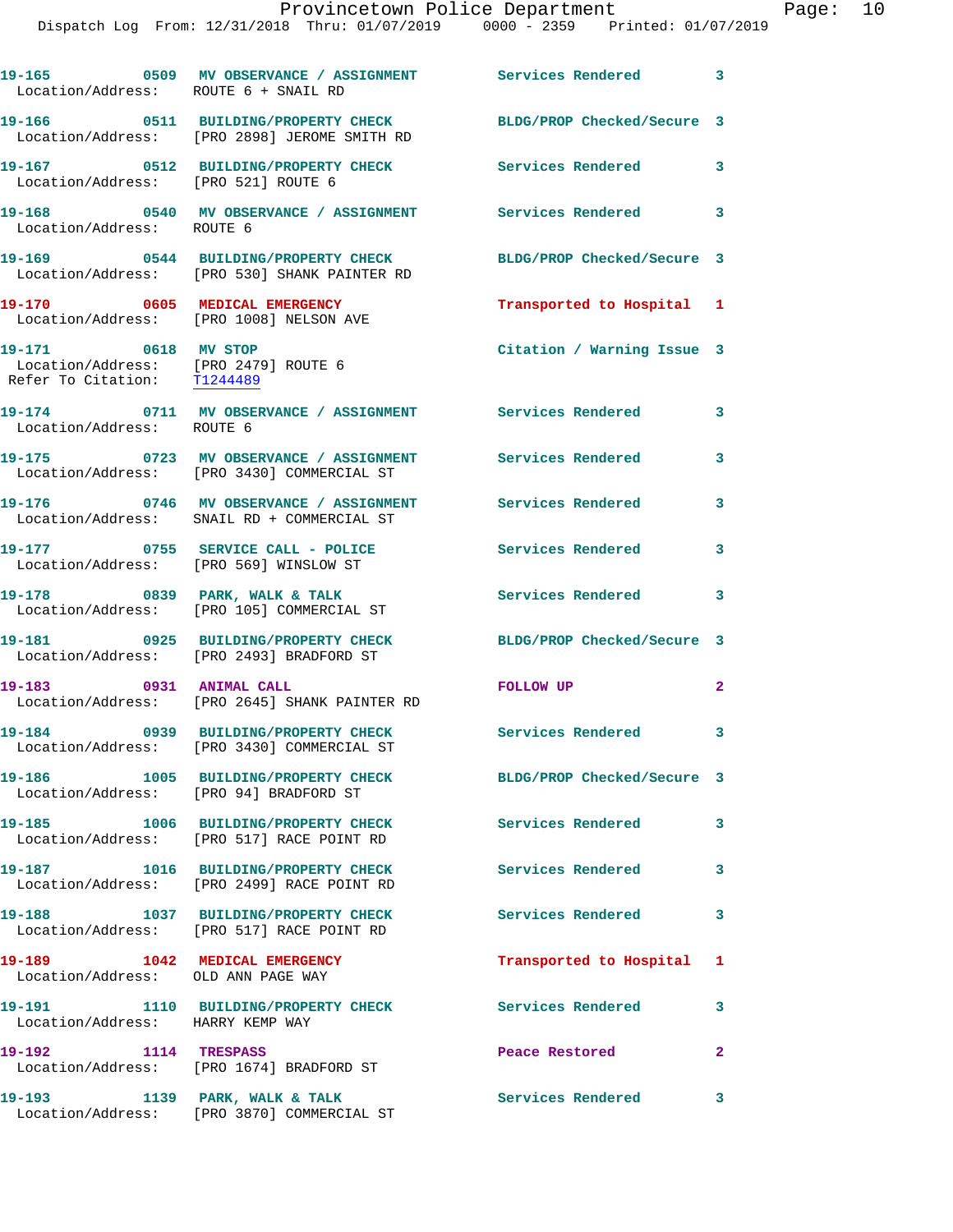19-165 0509 MV OBSERVANCE / ASSIGNMENT Services Rendered 3
Location/Address: ROUTE 6 + SNAIL RD

19-166 0511 BUILDING/PROPERTY CHECK BLDG/PROP Checked/Secure 3
Location/Address: [PRO 2898] JEROME SMITH RD

19-167 0512 BUILDING/PROPERTY CHECK Services Rendered 3
Location/Address: [PRO 521] ROUTE 6

19-168 0540 MV OBSERVANCE / ASSIGNMENT Services Rendered 3
Location/Address: ROUTE 6

19-169 0544 BUILDING/PROPERTY CHECK BLDG/PROP Checked/Secure 3
Location/Address: [PRO 530] SHANK PAINTER RD

19-170 0605 MEDICAL EMERGENCY Transported to Hospital 1
Location/Address: [PRO 1008] NELSON AVE

19-171 0618 MV STOP Citation / Warning Issue 3
Location/Address: [PRO 2479] ROUTE 6
Refer To Citation: T1244489

19-174 0711 MV OBSERVANCE / ASSIGNMENT Services Rendered 3
Location/Address: ROUTE 6

19-175 0723 MV OBSERVANCE / ASSIGNMENT Services Rendered 3
Location/Address: [PRO 3430] COMMERCIAL ST

19-176 0746 MV OBSERVANCE / ASSIGNMENT Services Rendered 3
Location/Address: SNAIL RD + COMMERCIAL ST

19-177 0755 SERVICE CALL - POLICE Services Rendered 3
Location/Address: [PRO 569] WINSLOW ST

19-178 0839 PARK, WALK & TALK Services Rendered 3
Location/Address: [PRO 105] COMMERCIAL ST

19-181 0925 BUILDING/PROPERTY CHECK BLDG/PROP Checked/Secure 3
Location/Address: [PRO 2493] BRADFORD ST

19-183 0931 ANIMAL CALL FOLLOW UP 2
Location/Address: [PRO 2645] SHANK PAINTER RD

19-184 0939 BUILDING/PROPERTY CHECK Services Rendered 3
Location/Address: [PRO 3430] COMMERCIAL ST

19-186 1005 BUILDING/PROPERTY CHECK BLDG/PROP Checked/Secure 3
Location/Address: [PRO 94] BRADFORD ST

19-185 1006 BUILDING/PROPERTY CHECK Services Rendered 3
Location/Address: [PRO 517] RACE POINT RD

19-187 1016 BUILDING/PROPERTY CHECK Services Rendered 3
Location/Address: [PRO 2499] RACE POINT RD

19-188 1037 BUILDING/PROPERTY CHECK Services Rendered 3
Location/Address: [PRO 517] RACE POINT RD

19-189 1042 MEDICAL EMERGENCY Transported to Hospital 1
Location/Address: OLD ANN PAGE WAY

19-191 1110 BUILDING/PROPERTY CHECK Services Rendered 3
Location/Address: HARRY KEMP WAY

19-192 1114 TRESPASS Peace Restored 2
Location/Address: [PRO 1674] BRADFORD ST

19-193 1139 PARK, WALK & TALK Services Rendered 3
Location/Address: [PRO 3870] COMMERCIAL ST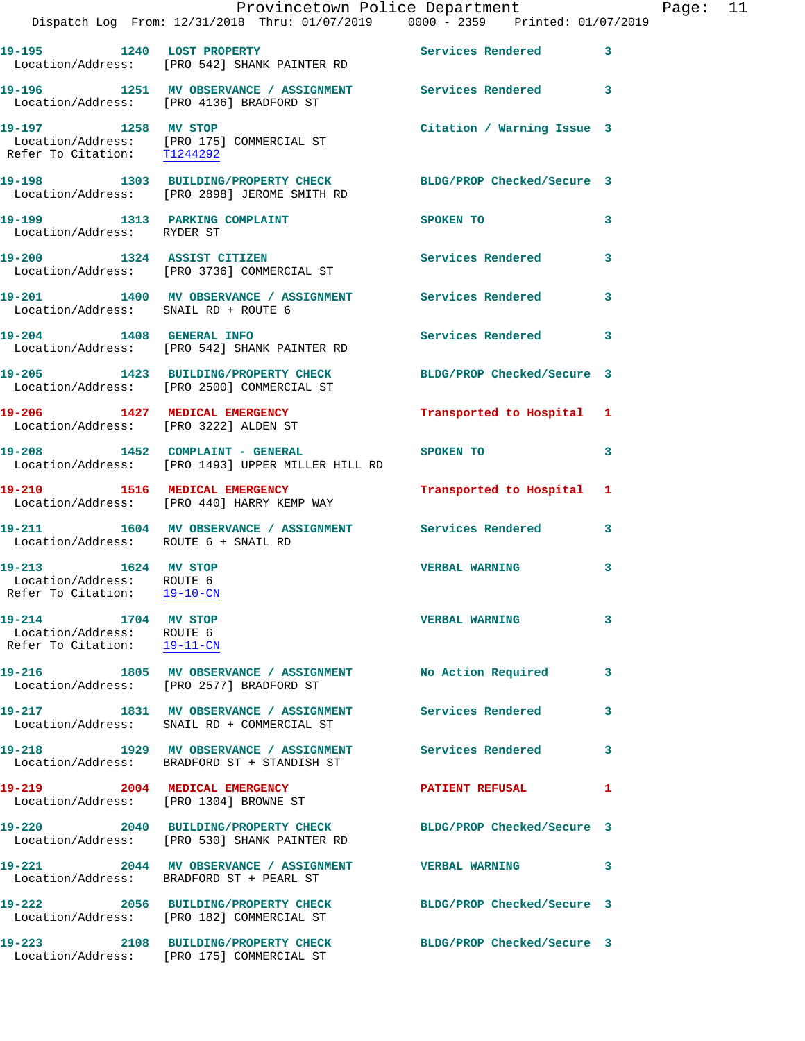19-195 1240 LOST PROPERTY Services Rendered 3
Location/Address: [PRO 542] SHANK PAINTER RD

19-196 1251 MV OBSERVANCE / ASSIGNMENT Services Rendered 3
Location/Address: [PRO 4136] BRADFORD ST

19-197 1258 MV STOP Citation / Warning Issue 3
Location/Address: [PRO 175] COMMERCIAL ST
Refer To Citation: T1244292

19-198 1303 BUILDING/PROPERTY CHECK BLDG/PROP Checked/Secure 3
Location/Address: [PRO 2898] JEROME SMITH RD

19-199 1313 PARKING COMPLAINT SPOKEN TO 3
Location/Address: RYDER ST

19-200 1324 ASSIST CITIZEN Services Rendered 3
Location/Address: [PRO 3736] COMMERCIAL ST

19-201 1400 MV OBSERVANCE / ASSIGNMENT Services Rendered 3
Location/Address: SNAIL RD + ROUTE 6

19-204 1408 GENERAL INFO Services Rendered 3
Location/Address: [PRO 542] SHANK PAINTER RD

19-205 1423 BUILDING/PROPERTY CHECK BLDG/PROP Checked/Secure 3
Location/Address: [PRO 2500] COMMERCIAL ST

19-206 1427 MEDICAL EMERGENCY Transported to Hospital 1
Location/Address: [PRO 3222] ALDEN ST

19-208 1452 COMPLAINT - GENERAL SPOKEN TO 3
Location/Address: [PRO 1493] UPPER MILLER HILL RD

19-210 1516 MEDICAL EMERGENCY Transported to Hospital 1
Location/Address: [PRO 440] HARRY KEMP WAY

19-211 1604 MV OBSERVANCE / ASSIGNMENT Services Rendered 3
Location/Address: ROUTE 6 + SNAIL RD

19-213 1624 MV STOP VERBAL WARNING 3
Location/Address: ROUTE 6
Refer To Citation: 19-10-CN

19-214 1704 MV STOP VERBAL WARNING 3
Location/Address: ROUTE 6
Refer To Citation: 19-11-CN

19-216 1805 MV OBSERVANCE / ASSIGNMENT No Action Required 3
Location/Address: [PRO 2577] BRADFORD ST

19-217 1831 MV OBSERVANCE / ASSIGNMENT Services Rendered 3
Location/Address: SNAIL RD + COMMERCIAL ST

19-218 1929 MV OBSERVANCE / ASSIGNMENT Services Rendered 3
Location/Address: BRADFORD ST + STANDISH ST

19-219 2004 MEDICAL EMERGENCY PATIENT REFUSAL 1
Location/Address: [PRO 1304] BROWNE ST

19-220 2040 BUILDING/PROPERTY CHECK BLDG/PROP Checked/Secure 3
Location/Address: [PRO 530] SHANK PAINTER RD

19-221 2044 MV OBSERVANCE / ASSIGNMENT VERBAL WARNING 3
Location/Address: BRADFORD ST + PEARL ST

19-222 2056 BUILDING/PROPERTY CHECK BLDG/PROP Checked/Secure 3
Location/Address: [PRO 182] COMMERCIAL ST

19-223 2108 BUILDING/PROPERTY CHECK BLDG/PROP Checked/Secure 3
Location/Address: [PRO 175] COMMERCIAL ST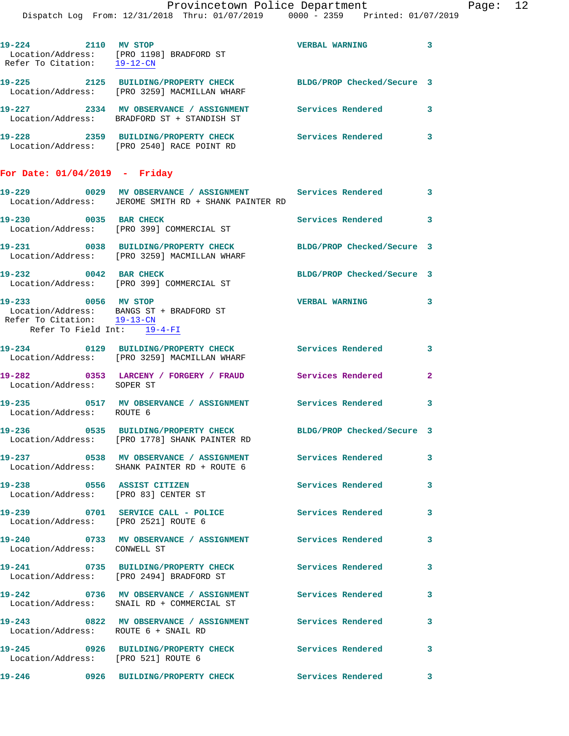19-224 2110 MV STOP VERBAL WARNING 3
Location/Address: [PRO 1198] BRADFORD ST
Refer To Citation: 19-12-CN

19-225 2125 BUILDING/PROPERTY CHECK BLDG/PROP Checked/Secure 3
Location/Address: [PRO 3259] MACMILLAN WHARF

19-227 2334 MV OBSERVANCE / ASSIGNMENT Services Rendered 3
Location/Address: BRADFORD ST + STANDISH ST

19-228 2359 BUILDING/PROPERTY CHECK Services Rendered 3
Location/Address: [PRO 2540] RACE POINT RD

## For Date: 01/04/2019 - Friday

19-229 0029 MV OBSERVANCE / ASSIGNMENT Services Rendered 3
Location/Address: JEROME SMITH RD + SHANK PAINTER RD

19-230 0035 BAR CHECK Services Rendered 3
Location/Address: [PRO 399] COMMERCIAL ST

19-231 0038 BUILDING/PROPERTY CHECK BLDG/PROP Checked/Secure 3
Location/Address: [PRO 3259] MACMILLAN WHARF

19-232 0042 BAR CHECK BLDG/PROP Checked/Secure 3
Location/Address: [PRO 399] COMMERCIAL ST

19-233 0056 MV STOP VERBAL WARNING 3
Location/Address: BANGS ST + BRADFORD ST
Refer To Citation: 19-13-CN
Refer To Field Int: 19-4-FI

19-234 0129 BUILDING/PROPERTY CHECK Services Rendered 3
Location/Address: [PRO 3259] MACMILLAN WHARF

19-282 0353 LARCENY / FORGERY / FRAUD Services Rendered 2
Location/Address: SOPER ST

19-235 0517 MV OBSERVANCE / ASSIGNMENT Services Rendered 3
Location/Address: ROUTE 6

19-236 0535 BUILDING/PROPERTY CHECK BLDG/PROP Checked/Secure 3
Location/Address: [PRO 1778] SHANK PAINTER RD

19-237 0538 MV OBSERVANCE / ASSIGNMENT Services Rendered 3
Location/Address: SHANK PAINTER RD + ROUTE 6

19-238 0556 ASSIST CITIZEN Services Rendered 3
Location/Address: [PRO 83] CENTER ST

19-239 0701 SERVICE CALL - POLICE Services Rendered 3
Location/Address: [PRO 2521] ROUTE 6

19-240 0733 MV OBSERVANCE / ASSIGNMENT Services Rendered 3
Location/Address: CONWELL ST

19-241 0735 BUILDING/PROPERTY CHECK Services Rendered 3
Location/Address: [PRO 2494] BRADFORD ST

19-242 0736 MV OBSERVANCE / ASSIGNMENT Services Rendered 3
Location/Address: SNAIL RD + COMMERCIAL ST

19-243 0822 MV OBSERVANCE / ASSIGNMENT Services Rendered 3
Location/Address: ROUTE 6 + SNAIL RD

19-245 0926 BUILDING/PROPERTY CHECK Services Rendered 3
Location/Address: [PRO 521] ROUTE 6

19-246 0926 BUILDING/PROPERTY CHECK Services Rendered 3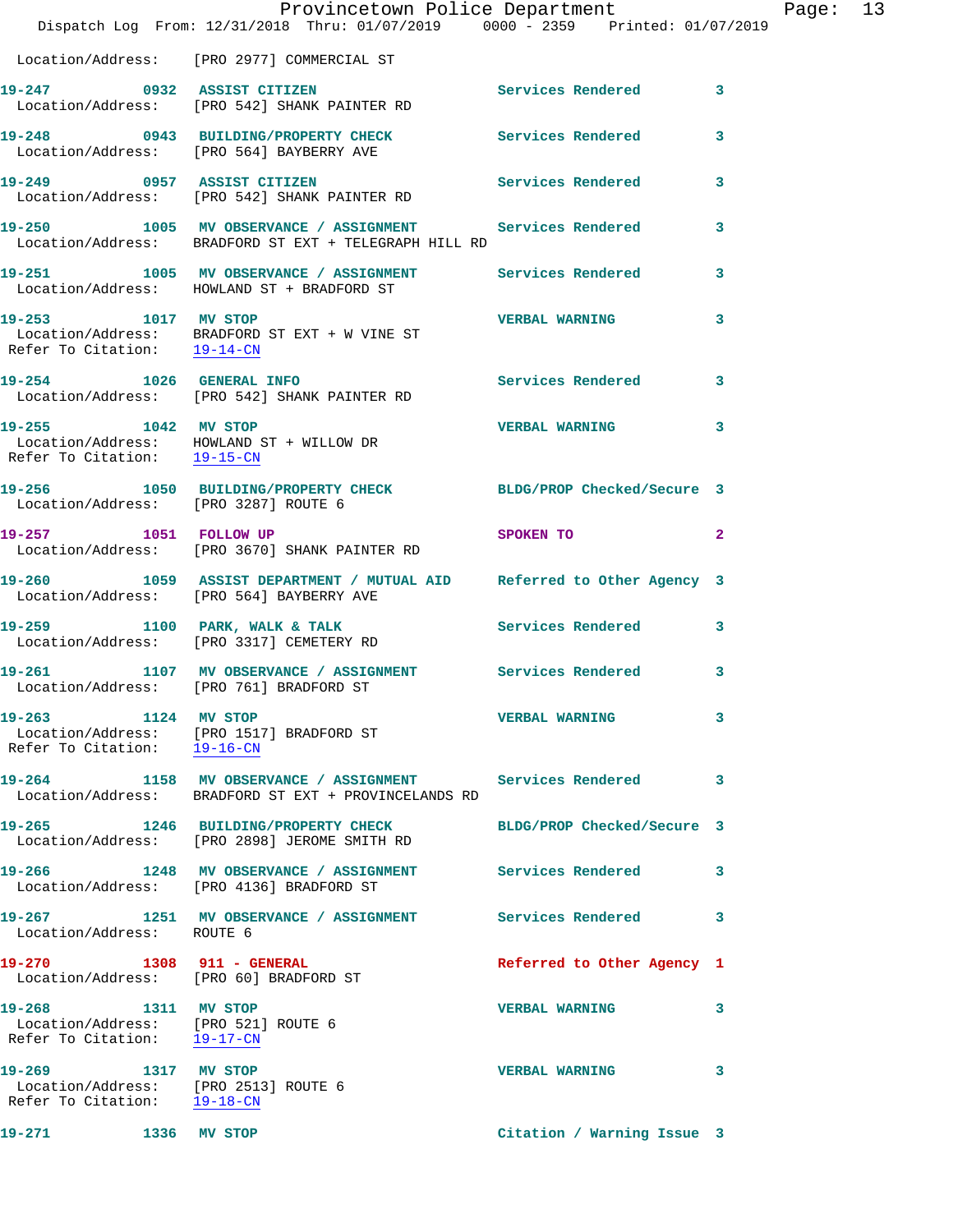Location/Address: [PRO 2977] COMMERCIAL ST

**19-247** 0932 **ASSIST CITIZEN** Services Rendered 3
Location/Address: [PRO 542] SHANK PAINTER RD

**19-248** 0943 **BUILDING/PROPERTY CHECK** Services Rendered 3
Location/Address: [PRO 564] BAYBERRY AVE

**19-249** 0957 **ASSIST CITIZEN** Services Rendered 3
Location/Address: [PRO 542] SHANK PAINTER RD

**19-250** 1005 **MV OBSERVATION / ASSIGNMENT** Services Rendered 3
Location/Address: BRADFORD ST EXT + TELEGRAPH HILL RD

**19-251** 1005 **MV OBSERVATION / ASSIGNMENT** Services Rendered 3
Location/Address: HOWLAND ST + BRADFORD ST

**19-253** 1017 **MV STOP** VERBAL WARNING 3
Location/Address: BRADFORD ST EXT + W VINE ST
Refer To Citation: 19-14-CN

**19-254** 1026 **GENERAL INFO** Services Rendered 3
Location/Address: [PRO 542] SHANK PAINTER RD

**19-255** 1042 **MV STOP** VERBAL WARNING 3
Location/Address: HOWLAND ST + WILLOW DR
Refer To Citation: 19-15-CN

**19-256** 1050 **BUILDING/PROPERTY CHECK** BLDG/PROP Checked/Secure 3
Location/Address: [PRO 3287] ROUTE 6

**19-257** 1051 **FOLLOW UP** SPOKEN TO 2
Location/Address: [PRO 3670] SHANK PAINTER RD

**19-260** 1059 **ASSIST DEPARTMENT / MUTUAL AID** Referred to Other Agency 3
Location/Address: [PRO 564] BAYBERRY AVE

**19-259** 1100 **PARK, WALK & TALK** Services Rendered 3
Location/Address: [PRO 3317] CEMETERY RD

**19-261** 1107 **MV OBSERVATION / ASSIGNMENT** Services Rendered 3
Location/Address: [PRO 761] BRADFORD ST

**19-263** 1124 **MV STOP** VERBAL WARNING 3
Location/Address: [PRO 1517] BRADFORD ST
Refer To Citation: 19-16-CN

**19-264** 1158 **MV OBSERVATION / ASSIGNMENT** Services Rendered 3
Location/Address: BRADFORD ST EXT + PROVINCELANDS RD

**19-265** 1246 **BUILDING/PROPERTY CHECK** BLDG/PROP Checked/Secure 3
Location/Address: [PRO 2898] JEROME SMITH RD

**19-266** 1248 **MV OBSERVATION / ASSIGNMENT** Services Rendered 3
Location/Address: [PRO 4136] BRADFORD ST

**19-267** 1251 **MV OBSERVATION / ASSIGNMENT** Services Rendered 3
Location/Address: ROUTE 6

**19-270** 1308 **911 - GENERAL** Referred to Other Agency 1
Location/Address: [PRO 60] BRADFORD ST

**19-268** 1311 **MV STOP** VERBAL WARNING 3
Location/Address: [PRO 521] ROUTE 6
Refer To Citation: 19-17-CN

**19-269** 1317 **MV STOP** VERBAL WARNING 3
Location/Address: [PRO 2513] ROUTE 6
Refer To Citation: 19-18-CN

**19-271** 1336 **MV STOP** Citation / Warning Issue 3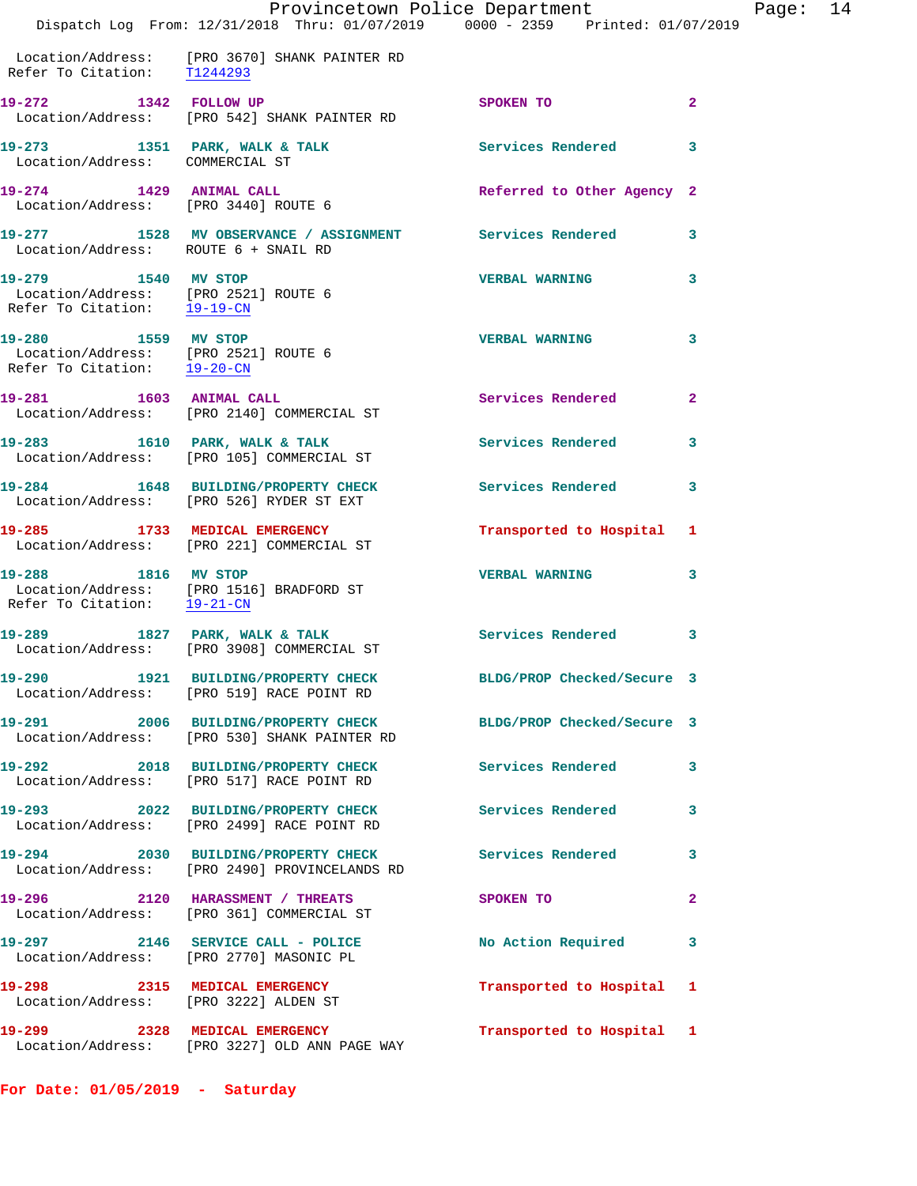Location/Address: [PRO 3670] SHANK PAINTER RD
Refer To Citation: T1244293

| Call # | Time | Call Reason | Action | Priority |
|---|---|---|---|---|
| 19-272 | 1342 | FOLLOW UP | SPOKEN TO | 2 |

Location/Address: [PRO 542] SHANK PAINTER RD

| Call # | Time | Call Reason | Action | Priority |
|---|---|---|---|---|
| 19-273 | 1351 | PARK, WALK & TALK | Services Rendered | 3 |

Location/Address: COMMERCIAL ST

| Call # | Time | Call Reason | Action | Priority |
|---|---|---|---|---|
| 19-274 | 1429 | ANIMAL CALL | Referred to Other Agency | 2 |

Location/Address: [PRO 3440] ROUTE 6

| Call # | Time | Call Reason | Action | Priority |
|---|---|---|---|---|
| 19-277 | 1528 | MV OBSERVANCE / ASSIGNMENT | Services Rendered | 3 |

Location/Address: ROUTE 6 + SNAIL RD

| Call # | Time | Call Reason | Action | Priority |
|---|---|---|---|---|
| 19-279 | 1540 | MV STOP | VERBAL WARNING | 3 |

Location/Address: [PRO 2521] ROUTE 6
Refer To Citation: 19-19-CN

| Call # | Time | Call Reason | Action | Priority |
|---|---|---|---|---|
| 19-280 | 1559 | MV STOP | VERBAL WARNING | 3 |

Location/Address: [PRO 2521] ROUTE 6
Refer To Citation: 19-20-CN

| Call # | Time | Call Reason | Action | Priority |
|---|---|---|---|---|
| 19-281 | 1603 | ANIMAL CALL | Services Rendered | 2 |

Location/Address: [PRO 2140] COMMERCIAL ST

| Call # | Time | Call Reason | Action | Priority |
|---|---|---|---|---|
| 19-283 | 1610 | PARK, WALK & TALK | Services Rendered | 3 |

Location/Address: [PRO 105] COMMERCIAL ST

| Call # | Time | Call Reason | Action | Priority |
|---|---|---|---|---|
| 19-284 | 1648 | BUILDING/PROPERTY CHECK | Services Rendered | 3 |

Location/Address: [PRO 526] RYDER ST EXT

| Call # | Time | Call Reason | Action | Priority |
|---|---|---|---|---|
| 19-285 | 1733 | MEDICAL EMERGENCY | Transported to Hospital | 1 |

Location/Address: [PRO 221] COMMERCIAL ST

| Call # | Time | Call Reason | Action | Priority |
|---|---|---|---|---|
| 19-288 | 1816 | MV STOP | VERBAL WARNING | 3 |

Location/Address: [PRO 1516] BRADFORD ST
Refer To Citation: 19-21-CN

| Call # | Time | Call Reason | Action | Priority |
|---|---|---|---|---|
| 19-289 | 1827 | PARK, WALK & TALK | Services Rendered | 3 |

Location/Address: [PRO 3908] COMMERCIAL ST

| Call # | Time | Call Reason | Action | Priority |
|---|---|---|---|---|
| 19-290 | 1921 | BUILDING/PROPERTY CHECK | BLDG/PROP Checked/Secure | 3 |

Location/Address: [PRO 519] RACE POINT RD

| Call # | Time | Call Reason | Action | Priority |
|---|---|---|---|---|
| 19-291 | 2006 | BUILDING/PROPERTY CHECK | BLDG/PROP Checked/Secure | 3 |

Location/Address: [PRO 530] SHANK PAINTER RD

| Call # | Time | Call Reason | Action | Priority |
|---|---|---|---|---|
| 19-292 | 2018 | BUILDING/PROPERTY CHECK | Services Rendered | 3 |

Location/Address: [PRO 517] RACE POINT RD

| Call # | Time | Call Reason | Action | Priority |
|---|---|---|---|---|
| 19-293 | 2022 | BUILDING/PROPERTY CHECK | Services Rendered | 3 |

Location/Address: [PRO 2499] RACE POINT RD

| Call # | Time | Call Reason | Action | Priority |
|---|---|---|---|---|
| 19-294 | 2030 | BUILDING/PROPERTY CHECK | Services Rendered | 3 |

Location/Address: [PRO 2490] PROVINCELANDS RD

| Call # | Time | Call Reason | Action | Priority |
|---|---|---|---|---|
| 19-296 | 2120 | HARASSMENT / THREATS | SPOKEN TO | 2 |

Location/Address: [PRO 361] COMMERCIAL ST

| Call # | Time | Call Reason | Action | Priority |
|---|---|---|---|---|
| 19-297 | 2146 | SERVICE CALL - POLICE | No Action Required | 3 |

Location/Address: [PRO 2770] MASONIC PL

| Call # | Time | Call Reason | Action | Priority |
|---|---|---|---|---|
| 19-298 | 2315 | MEDICAL EMERGENCY | Transported to Hospital | 1 |

Location/Address: [PRO 3222] ALDEN ST

| Call # | Time | Call Reason | Action | Priority |
|---|---|---|---|---|
| 19-299 | 2328 | MEDICAL EMERGENCY | Transported to Hospital | 1 |

Location/Address: [PRO 3227] OLD ANN PAGE WAY

**For Date: 01/05/2019 - Saturday**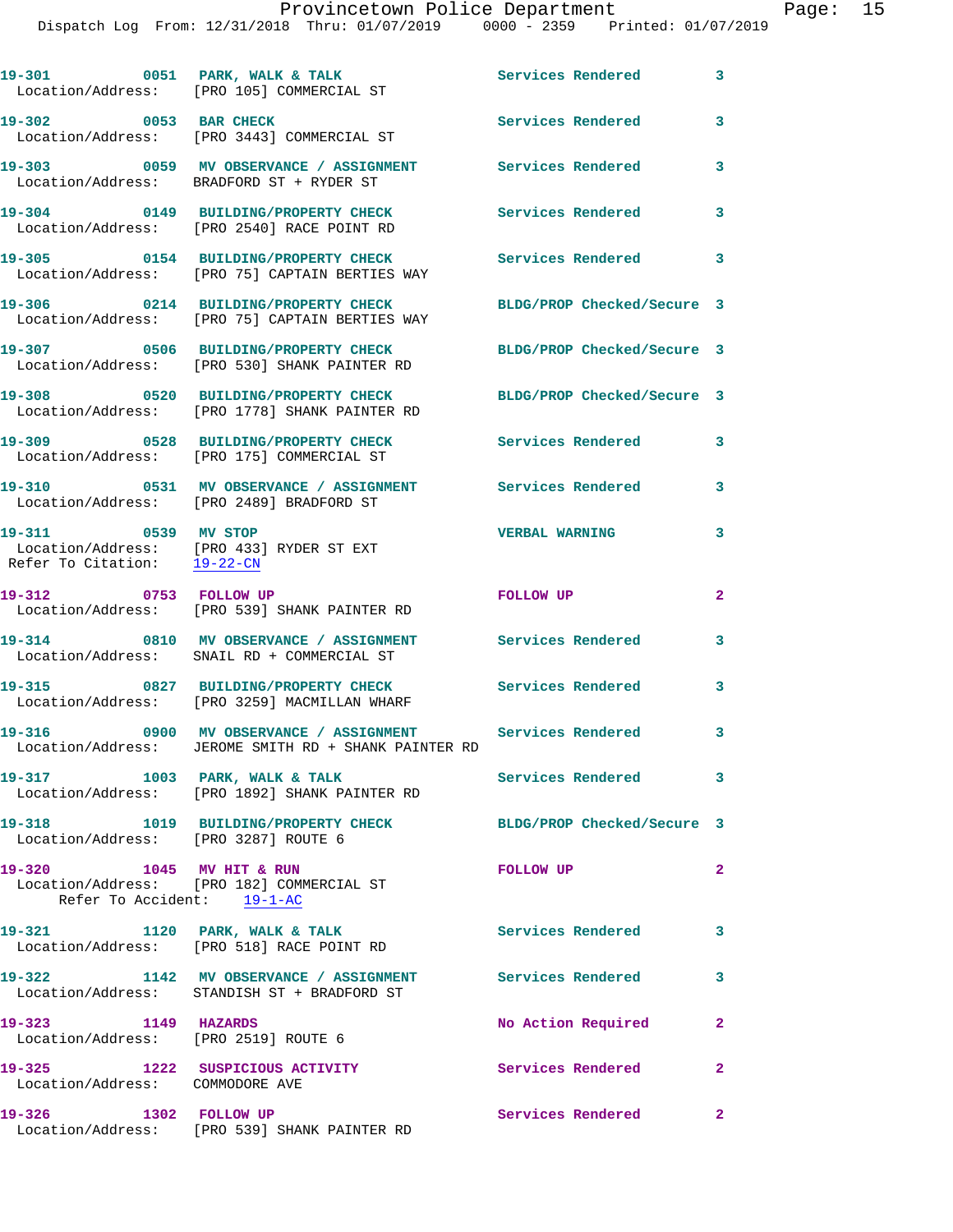19-301 0051 PARK, WALK & TALK Services Rendered 3
Location/Address: [PRO 105] COMMERCIAL ST

19-302 0053 BAR CHECK Services Rendered 3
Location/Address: [PRO 3443] COMMERCIAL ST

19-303 0059 MV OBSERVANCE / ASSIGNMENT Services Rendered 3
Location/Address: BRADFORD ST + RYDER ST

19-304 0149 BUILDING/PROPERTY CHECK Services Rendered 3
Location/Address: [PRO 2540] RACE POINT RD

19-305 0154 BUILDING/PROPERTY CHECK Services Rendered 3
Location/Address: [PRO 75] CAPTAIN BERTIES WAY

19-306 0214 BUILDING/PROPERTY CHECK BLDG/PROP Checked/Secure 3
Location/Address: [PRO 75] CAPTAIN BERTIES WAY

19-307 0506 BUILDING/PROPERTY CHECK BLDG/PROP Checked/Secure 3
Location/Address: [PRO 530] SHANK PAINTER RD

19-308 0520 BUILDING/PROPERTY CHECK BLDG/PROP Checked/Secure 3
Location/Address: [PRO 1778] SHANK PAINTER RD

19-309 0528 BUILDING/PROPERTY CHECK Services Rendered 3
Location/Address: [PRO 175] COMMERCIAL ST

19-310 0531 MV OBSERVANCE / ASSIGNMENT Services Rendered 3
Location/Address: [PRO 2489] BRADFORD ST

19-311 0539 MV STOP VERBAL WARNING 3
Location/Address: [PRO 433] RYDER ST EXT
Refer To Citation: 19-22-CN

19-312 0753 FOLLOW UP FOLLOW UP 2
Location/Address: [PRO 539] SHANK PAINTER RD

19-314 0810 MV OBSERVANCE / ASSIGNMENT Services Rendered 3
Location/Address: SNAIL RD + COMMERCIAL ST

19-315 0827 BUILDING/PROPERTY CHECK Services Rendered 3
Location/Address: [PRO 3259] MACMILLAN WHARF

19-316 0900 MV OBSERVANCE / ASSIGNMENT Services Rendered 3
Location/Address: JEROME SMITH RD + SHANK PAINTER RD

19-317 1003 PARK, WALK & TALK Services Rendered 3
Location/Address: [PRO 1892] SHANK PAINTER RD

19-318 1019 BUILDING/PROPERTY CHECK BLDG/PROP Checked/Secure 3
Location/Address: [PRO 3287] ROUTE 6

19-320 1045 MV HIT & RUN FOLLOW UP 2
Location/Address: [PRO 182] COMMERCIAL ST
Refer To Accident: 19-1-AC

19-321 1120 PARK, WALK & TALK Services Rendered 3
Location/Address: [PRO 518] RACE POINT RD

19-322 1142 MV OBSERVANCE / ASSIGNMENT Services Rendered 3
Location/Address: STANDISH ST + BRADFORD ST

19-323 1149 HAZARDS No Action Required 2
Location/Address: [PRO 2519] ROUTE 6

19-325 1222 SUSPICIOUS ACTIVITY Services Rendered 2
Location/Address: COMMODORE AVE

19-326 1302 FOLLOW UP Services Rendered 2
Location/Address: [PRO 539] SHANK PAINTER RD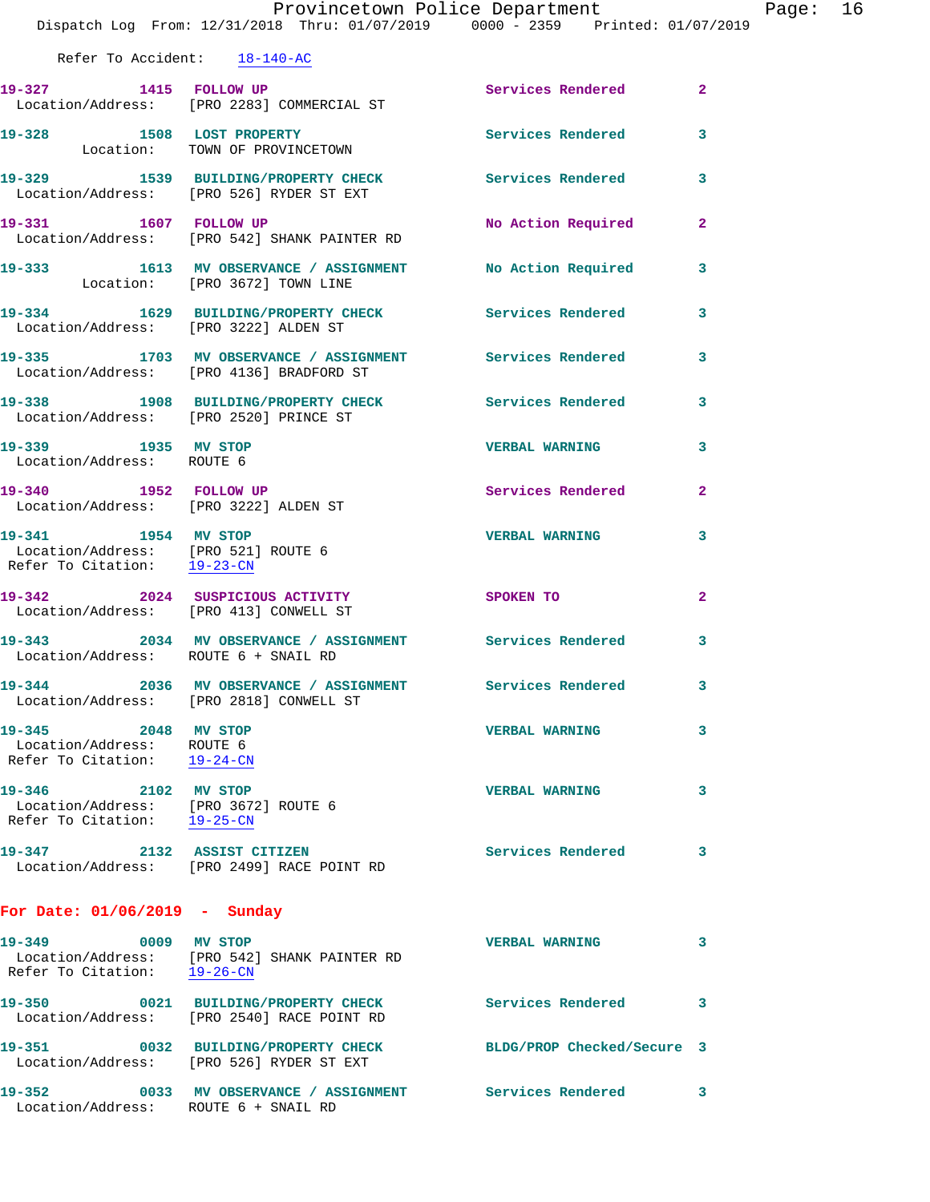Refer To Accident: 18-140-AC

**19-327** 1415 **FOLLOW UP** Services Rendered 2
Location/Address: [PRO 2283] COMMERCIAL ST

**19-328** 1508 **LOST PROPERTY** Services Rendered 3
Location: TOWN OF PROVINCETOWN

**19-329** 1539 **BUILDING/PROPERTY CHECK** Services Rendered 3
Location/Address: [PRO 526] RYDER ST EXT

**19-331** 1607 **FOLLOW UP** No Action Required 2
Location/Address: [PRO 542] SHANK PAINTER RD

**19-333** 1613 **MV OBSERVANCE / ASSIGNMENT** No Action Required 3
Location: [PRO 3672] TOWN LINE

**19-334** 1629 **BUILDING/PROPERTY CHECK** Services Rendered 3
Location/Address: [PRO 3222] ALDEN ST

**19-335** 1703 **MV OBSERVANCE / ASSIGNMENT** Services Rendered 3
Location/Address: [PRO 4136] BRADFORD ST

**19-338** 1908 **BUILDING/PROPERTY CHECK** Services Rendered 3
Location/Address: [PRO 2520] PRINCE ST

**19-339** 1935 **MV STOP** VERBAL WARNING 3
Location/Address: ROUTE 6

**19-340** 1952 **FOLLOW UP** Services Rendered 2
Location/Address: [PRO 3222] ALDEN ST

**19-341** 1954 **MV STOP** VERBAL WARNING 3
Location/Address: [PRO 521] ROUTE 6
Refer To Citation: 19-23-CN

**19-342** 2024 **SUSPICIOUS ACTIVITY** SPOKEN TO 2
Location/Address: [PRO 413] CONWELL ST

**19-343** 2034 **MV OBSERVANCE / ASSIGNMENT** Services Rendered 3
Location/Address: ROUTE 6 + SNAIL RD

**19-344** 2036 **MV OBSERVANCE / ASSIGNMENT** Services Rendered 3
Location/Address: [PRO 2818] CONWELL ST

**19-345** 2048 **MV STOP** VERBAL WARNING 3
Location/Address: ROUTE 6
Refer To Citation: 19-24-CN

**19-346** 2102 **MV STOP** VERBAL WARNING 3
Location/Address: [PRO 3672] ROUTE 6
Refer To Citation: 19-25-CN

**19-347** 2132 **ASSIST CITIZEN** Services Rendered 3
Location/Address: [PRO 2499] RACE POINT RD

## For Date: 01/06/2019 - Sunday

**19-349** 0009 **MV STOP** VERBAL WARNING 3
Location/Address: [PRO 542] SHANK PAINTER RD
Refer To Citation: 19-26-CN

**19-350** 0021 **BUILDING/PROPERTY CHECK** Services Rendered 3
Location/Address: [PRO 2540] RACE POINT RD

**19-351** 0032 **BUILDING/PROPERTY CHECK** BLDG/PROP Checked/Secure 3
Location/Address: [PRO 526] RYDER ST EXT

**19-352** 0033 **MV OBSERVANCE / ASSIGNMENT** Services Rendered 3
Location/Address: ROUTE 6 + SNAIL RD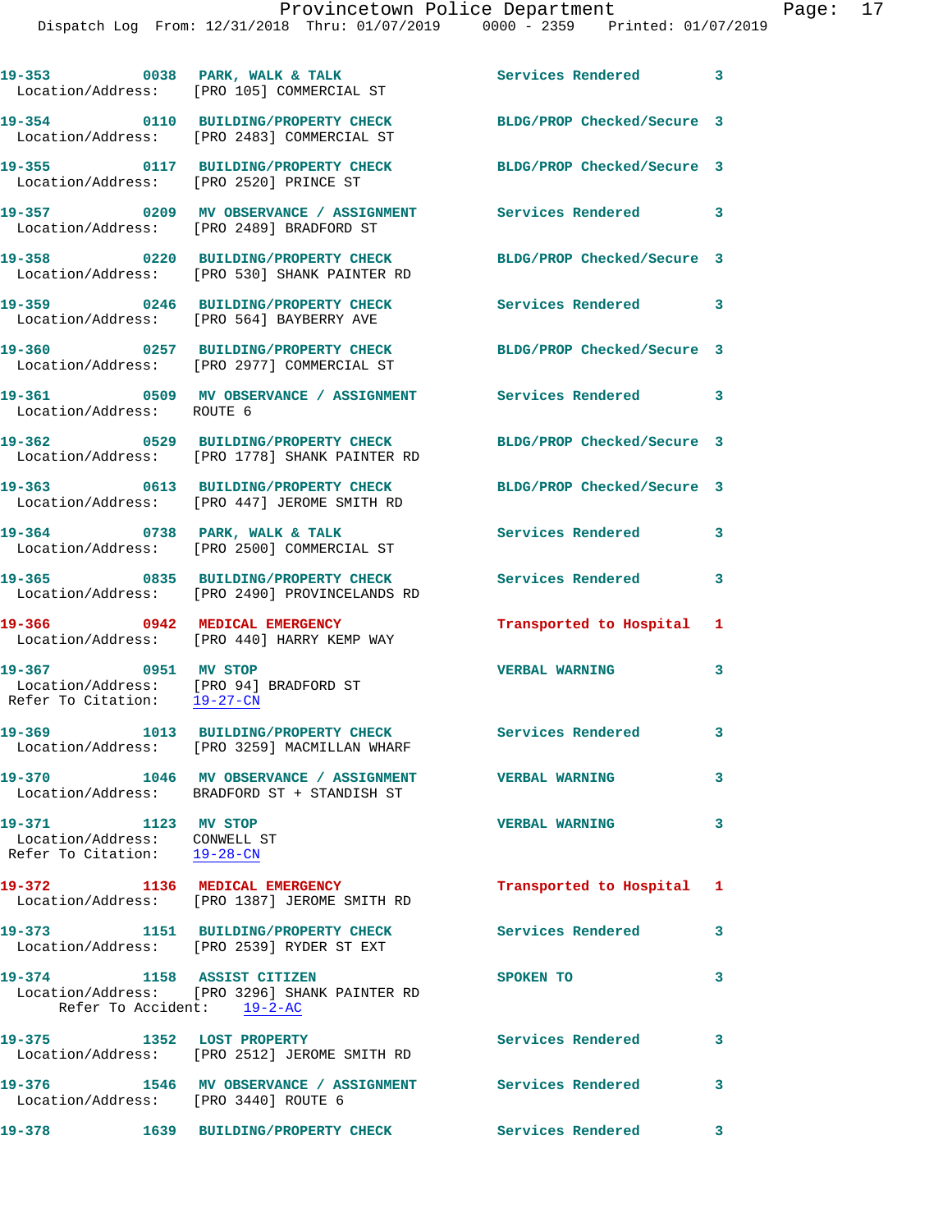19-353 0038 PARK, WALK & TALK Services Rendered 3
Location/Address: [PRO 105] COMMERCIAL ST

19-354 0110 BUILDING/PROPERTY CHECK BLDG/PROP Checked/Secure 3
Location/Address: [PRO 2483] COMMERCIAL ST

19-355 0117 BUILDING/PROPERTY CHECK BLDG/PROP Checked/Secure 3
Location/Address: [PRO 2520] PRINCE ST

19-357 0209 MV OBSERVANCE / ASSIGNMENT Services Rendered 3
Location/Address: [PRO 2489] BRADFORD ST

19-358 0220 BUILDING/PROPERTY CHECK BLDG/PROP Checked/Secure 3
Location/Address: [PRO 530] SHANK PAINTER RD

19-359 0246 BUILDING/PROPERTY CHECK Services Rendered 3
Location/Address: [PRO 564] BAYBERRY AVE

19-360 0257 BUILDING/PROPERTY CHECK BLDG/PROP Checked/Secure 3
Location/Address: [PRO 2977] COMMERCIAL ST

19-361 0509 MV OBSERVANCE / ASSIGNMENT Services Rendered 3
Location/Address: ROUTE 6

19-362 0529 BUILDING/PROPERTY CHECK BLDG/PROP Checked/Secure 3
Location/Address: [PRO 1778] SHANK PAINTER RD

19-363 0613 BUILDING/PROPERTY CHECK BLDG/PROP Checked/Secure 3
Location/Address: [PRO 447] JEROME SMITH RD

19-364 0738 PARK, WALK & TALK Services Rendered 3
Location/Address: [PRO 2500] COMMERCIAL ST

19-365 0835 BUILDING/PROPERTY CHECK Services Rendered 3
Location/Address: [PRO 2490] PROVINCELANDS RD

19-366 0942 MEDICAL EMERGENCY Transported to Hospital 1
Location/Address: [PRO 440] HARRY KEMP WAY

19-367 0951 MV STOP VERBAL WARNING 3
Location/Address: [PRO 94] BRADFORD ST
Refer To Citation: 19-27-CN

19-369 1013 BUILDING/PROPERTY CHECK Services Rendered 3
Location/Address: [PRO 3259] MACMILLAN WHARF

19-370 1046 MV OBSERVANCE / ASSIGNMENT VERBAL WARNING 3
Location/Address: BRADFORD ST + STANDISH ST

19-371 1123 MV STOP VERBAL WARNING 3
Location/Address: CONWELL ST
Refer To Citation: 19-28-CN

19-372 1136 MEDICAL EMERGENCY Transported to Hospital 1
Location/Address: [PRO 1387] JEROME SMITH RD

19-373 1151 BUILDING/PROPERTY CHECK Services Rendered 3
Location/Address: [PRO 2539] RYDER ST EXT

19-374 1158 ASSIST CITIZEN SPOKEN TO 3
Location/Address: [PRO 3296] SHANK PAINTER RD
Refer To Accident: 19-2-AC

19-375 1352 LOST PROPERTY Services Rendered 3
Location/Address: [PRO 2512] JEROME SMITH RD

19-376 1546 MV OBSERVANCE / ASSIGNMENT Services Rendered 3
Location/Address: [PRO 3440] ROUTE 6

19-378 1639 BUILDING/PROPERTY CHECK Services Rendered 3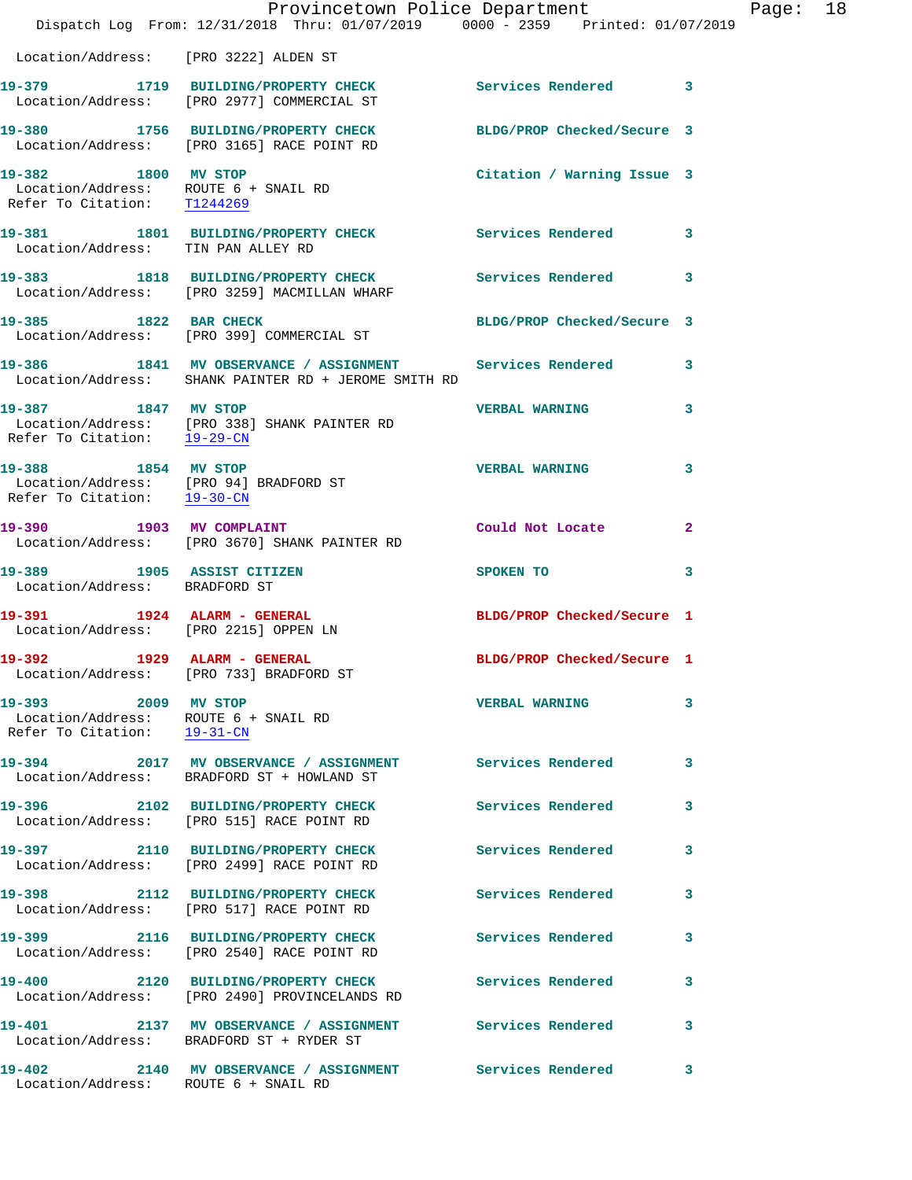Location/Address: [PRO 3222] ALDEN ST

**19-379 1719 BUILDING/PROPERTY CHECK** Services Rendered 3
Location/Address: [PRO 2977] COMMERCIAL ST

**19-380 1756 BUILDING/PROPERTY CHECK** BLDG/PROP Checked/Secure 3
Location/Address: [PRO 3165] RACE POINT RD

**19-382 1800 MV STOP** Citation / Warning Issue 3
Location/Address: ROUTE 6 + SNAIL RD
Refer To Citation: T1244269

**19-381 1801 BUILDING/PROPERTY CHECK** Services Rendered 3
Location/Address: TIN PAN ALLEY RD

**19-383 1818 BUILDING/PROPERTY CHECK** Services Rendered 3
Location/Address: [PRO 3259] MACMILLAN WHARF

**19-385 1822 BAR CHECK** BLDG/PROP Checked/Secure 3
Location/Address: [PRO 399] COMMERCIAL ST

**19-386 1841 MV OBSERVANCE / ASSIGNMENT** Services Rendered 3
Location/Address: SHANK PAINTER RD + JEROME SMITH RD

**19-387 1847 MV STOP** VERBAL WARNING 3
Location/Address: [PRO 338] SHANK PAINTER RD
Refer To Citation: 19-29-CN

**19-388 1854 MV STOP** VERBAL WARNING 3
Location/Address: [PRO 94] BRADFORD ST
Refer To Citation: 19-30-CN

**19-390 1903 MV COMPLAINT** Could Not Locate 2
Location/Address: [PRO 3670] SHANK PAINTER RD

**19-389 1905 ASSIST CITIZEN** SPOKEN TO 3
Location/Address: BRADFORD ST

**19-391 1924 ALARM - GENERAL** BLDG/PROP Checked/Secure 1
Location/Address: [PRO 2215] OPPEN LN

**19-392 1929 ALARM - GENERAL** BLDG/PROP Checked/Secure 1
Location/Address: [PRO 733] BRADFORD ST

**19-393 2009 MV STOP** VERBAL WARNING 3
Location/Address: ROUTE 6 + SNAIL RD
Refer To Citation: 19-31-CN

**19-394 2017 MV OBSERVANCE / ASSIGNMENT** Services Rendered 3
Location/Address: BRADFORD ST + HOWLAND ST

**19-396 2102 BUILDING/PROPERTY CHECK** Services Rendered 3
Location/Address: [PRO 515] RACE POINT RD

**19-397 2110 BUILDING/PROPERTY CHECK** Services Rendered 3
Location/Address: [PRO 2499] RACE POINT RD

**19-398 2112 BUILDING/PROPERTY CHECK** Services Rendered 3
Location/Address: [PRO 517] RACE POINT RD

**19-399 2116 BUILDING/PROPERTY CHECK** Services Rendered 3
Location/Address: [PRO 2540] RACE POINT RD

**19-400 2120 BUILDING/PROPERTY CHECK** Services Rendered 3
Location/Address: [PRO 2490] PROVINCELANDS RD

**19-401 2137 MV OBSERVANCE / ASSIGNMENT** Services Rendered 3
Location/Address: BRADFORD ST + RYDER ST

**19-402 2140 MV OBSERVANCE / ASSIGNMENT** Services Rendered 3
Location/Address: ROUTE 6 + SNAIL RD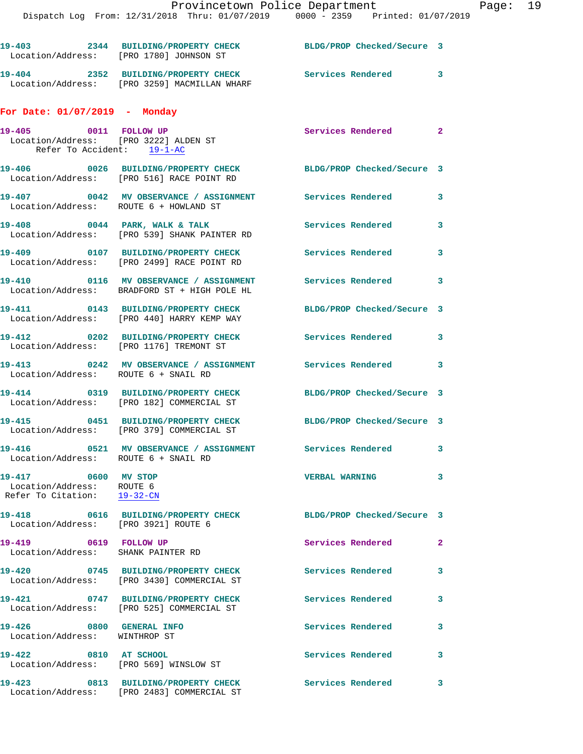19-403 2344 BUILDING/PROPERTY CHECK BLDG/PROP Checked/Secure 3
Location/Address: [PRO 1780] JOHNSON ST

19-404 2352 BUILDING/PROPERTY CHECK Services Rendered 3
Location/Address: [PRO 3259] MACMILLAN WHARF

## For Date: 01/07/2019 - Monday

19-405 0011 FOLLOW UP Services Rendered 2
Location/Address: [PRO 3222] ALDEN ST
Refer To Accident: 19-1-AC

19-406 0026 BUILDING/PROPERTY CHECK BLDG/PROP Checked/Secure 3
Location/Address: [PRO 516] RACE POINT RD

19-407 0042 MV OBSERVANCE / ASSIGNMENT Services Rendered 3
Location/Address: ROUTE 6 + HOWLAND ST

19-408 0044 PARK, WALK & TALK Services Rendered 3
Location/Address: [PRO 539] SHANK PAINTER RD

19-409 0107 BUILDING/PROPERTY CHECK Services Rendered 3
Location/Address: [PRO 2499] RACE POINT RD

19-410 0116 MV OBSERVANCE / ASSIGNMENT Services Rendered 3
Location/Address: BRADFORD ST + HIGH POLE HL

19-411 0143 BUILDING/PROPERTY CHECK BLDG/PROP Checked/Secure 3
Location/Address: [PRO 440] HARRY KEMP WAY

19-412 0202 BUILDING/PROPERTY CHECK Services Rendered 3
Location/Address: [PRO 1176] TREMONT ST

19-413 0242 MV OBSERVANCE / ASSIGNMENT Services Rendered 3
Location/Address: ROUTE 6 + SNAIL RD

19-414 0319 BUILDING/PROPERTY CHECK BLDG/PROP Checked/Secure 3
Location/Address: [PRO 182] COMMERCIAL ST

19-415 0451 BUILDING/PROPERTY CHECK BLDG/PROP Checked/Secure 3
Location/Address: [PRO 379] COMMERCIAL ST

19-416 0521 MV OBSERVANCE / ASSIGNMENT Services Rendered 3
Location/Address: ROUTE 6 + SNAIL RD

19-417 0600 MV STOP VERBAL WARNING 3
Location/Address: ROUTE 6
Refer To Citation: 19-32-CN

19-418 0616 BUILDING/PROPERTY CHECK BLDG/PROP Checked/Secure 3
Location/Address: [PRO 3921] ROUTE 6

19-419 0619 FOLLOW UP Services Rendered 2
Location/Address: SHANK PAINTER RD

19-420 0745 BUILDING/PROPERTY CHECK Services Rendered 3
Location/Address: [PRO 3430] COMMERCIAL ST

19-421 0747 BUILDING/PROPERTY CHECK Services Rendered 3
Location/Address: [PRO 525] COMMERCIAL ST

19-426 0800 GENERAL INFO Services Rendered 3
Location/Address: WINTHROP ST

19-422 0810 AT SCHOOL Services Rendered 3
Location/Address: [PRO 569] WINSLOW ST

19-423 0813 BUILDING/PROPERTY CHECK Services Rendered 3
Location/Address: [PRO 2483] COMMERCIAL ST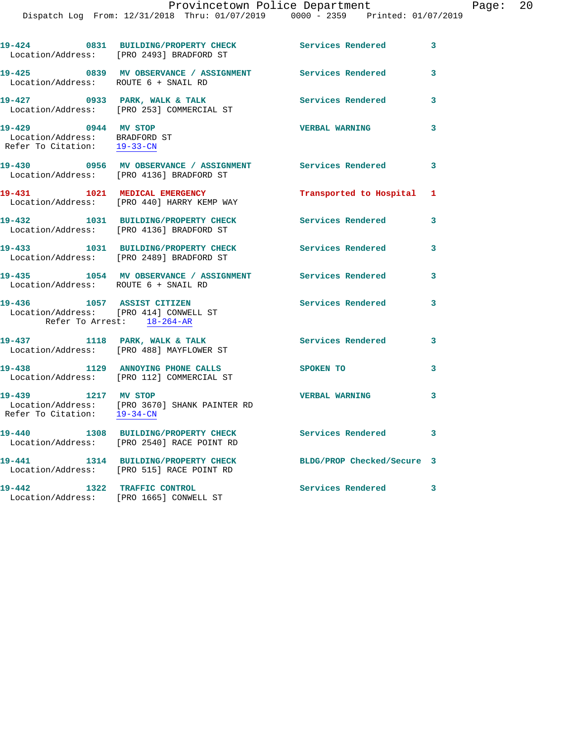19-424 0831 BUILDING/PROPERTY CHECK Services Rendered 3
Location/Address: [PRO 2493] BRADFORD ST

19-425 0839 MV OBSERVANCE / ASSIGNMENT Services Rendered 3
Location/Address: ROUTE 6 + SNAIL RD

19-427 0933 PARK, WALK & TALK Services Rendered 3
Location/Address: [PRO 253] COMMERCIAL ST

19-429 0944 MV STOP VERBAL WARNING 3
Location/Address: BRADFORD ST
Refer To Citation: 19-33-CN

19-430 0956 MV OBSERVANCE / ASSIGNMENT Services Rendered 3
Location/Address: [PRO 4136] BRADFORD ST

19-431 1021 MEDICAL EMERGENCY Transported to Hospital 1
Location/Address: [PRO 440] HARRY KEMP WAY

19-432 1031 BUILDING/PROPERTY CHECK Services Rendered 3
Location/Address: [PRO 4136] BRADFORD ST

19-433 1031 BUILDING/PROPERTY CHECK Services Rendered 3
Location/Address: [PRO 2489] BRADFORD ST

19-435 1054 MV OBSERVANCE / ASSIGNMENT Services Rendered 3
Location/Address: ROUTE 6 + SNAIL RD

19-436 1057 ASSIST CITIZEN Services Rendered 3
Location/Address: [PRO 414] CONWELL ST
Refer To Arrest: 18-264-AR

19-437 1118 PARK, WALK & TALK Services Rendered 3
Location/Address: [PRO 488] MAYFLOWER ST

19-438 1129 ANNOYING PHONE CALLS SPOKEN TO 3
Location/Address: [PRO 112] COMMERCIAL ST

19-439 1217 MV STOP VERBAL WARNING 3
Location/Address: [PRO 3670] SHANK PAINTER RD
Refer To Citation: 19-34-CN

19-440 1308 BUILDING/PROPERTY CHECK Services Rendered 3
Location/Address: [PRO 2540] RACE POINT RD

19-441 1314 BUILDING/PROPERTY CHECK BLDG/PROP Checked/Secure 3
Location/Address: [PRO 515] RACE POINT RD

19-442 1322 TRAFFIC CONTROL Services Rendered 3
Location/Address: [PRO 1665] CONWELL ST